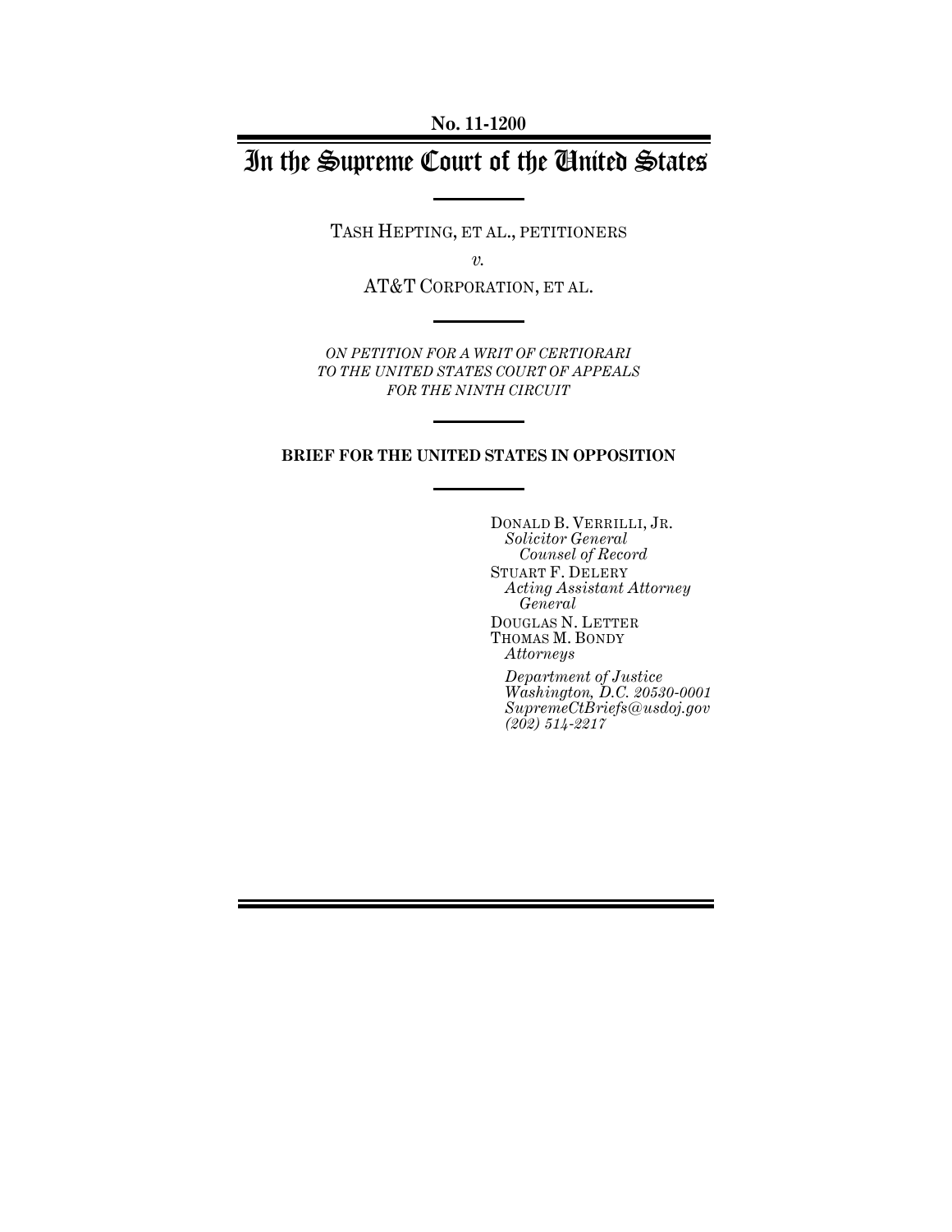**No. 11-1200**

# In the Supreme Court of the United States

TASH HEPTING, ET AL., PETITIONERS

*v.*

AT&T CORPORATION, ET AL.

*ON PETITION FOR A WRIT OF CERTIORARI TO THE UNITED STATES COURT OF APPEALS FOR THE NINTH CIRCUIT*

**BRIEF FOR THE UNITED STATES IN OPPOSITION**

DONALD B. VERRILLI, JR.
*Solicitor General*
*Counsel of Record*

STUART F. DELERY
*Acting Assistant Attorney General*

DOUGLAS N. LETTER
THOMAS M. BONDY
*Attorneys*

*Department of Justice*
*Washington, D.C. 20530-0001*
*SupremeCtBriefs@usdoj.gov*
*(202) 514-2217*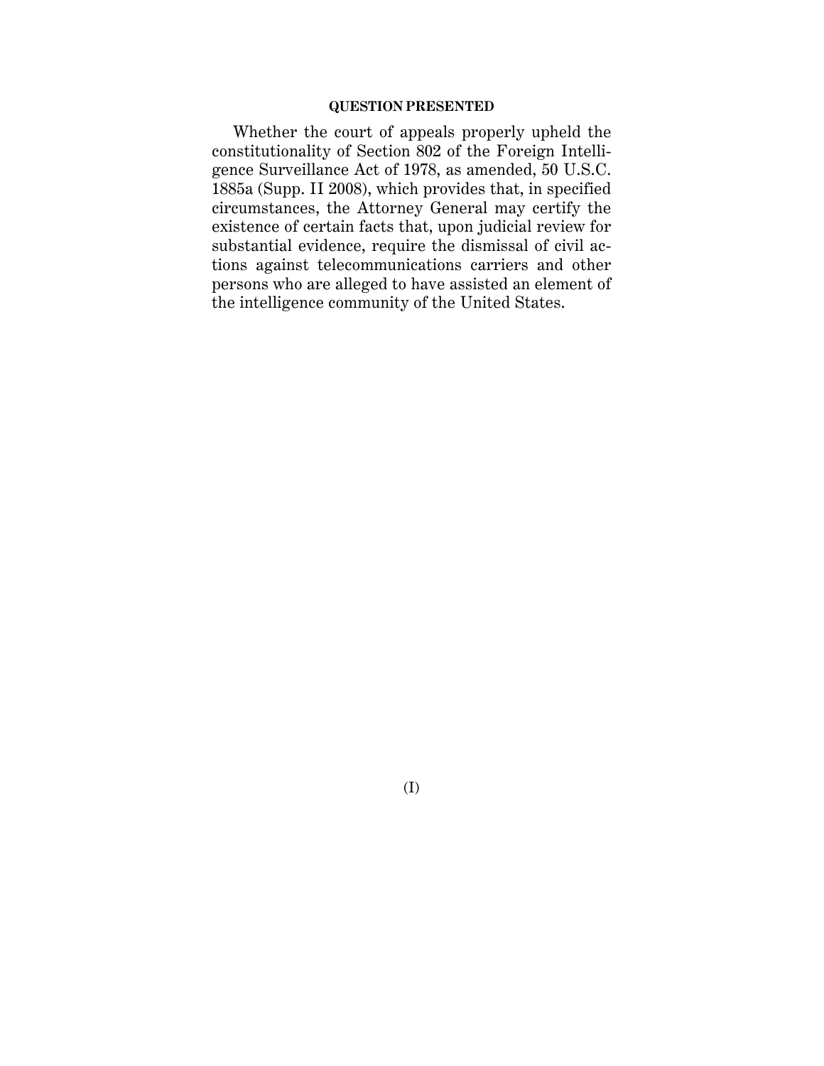## QUESTION PRESENTED

Whether the court of appeals properly upheld the constitutionality of Section 802 of the Foreign Intelligence Surveillance Act of 1978, as amended, 50 U.S.C. 1885a (Supp. II 2008), which provides that, in specified circumstances, the Attorney General may certify the existence of certain facts that, upon judicial review for substantial evidence, require the dismissal of civil actions against telecommunications carriers and other persons who are alleged to have assisted an element of the intelligence community of the United States.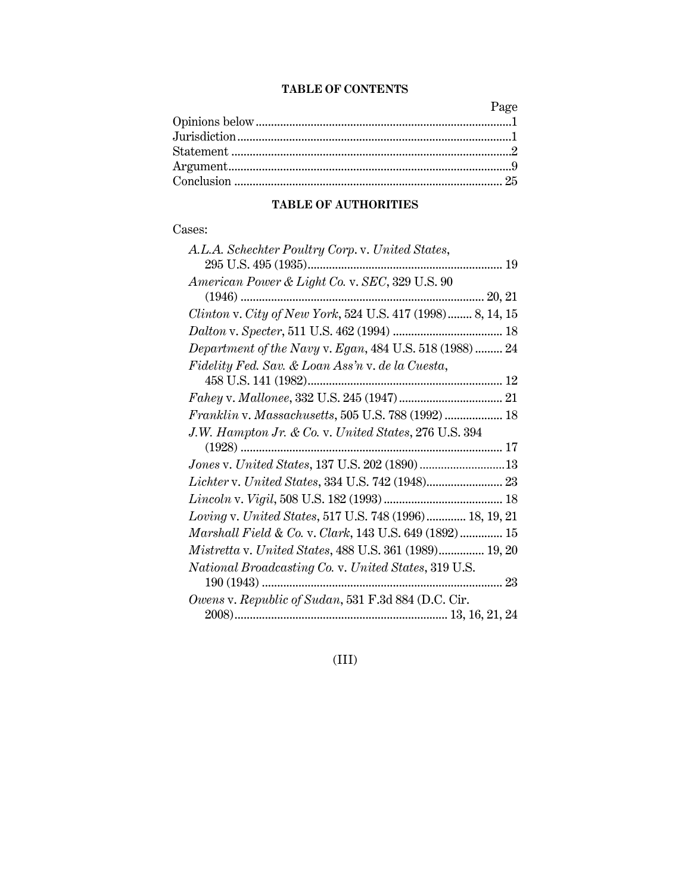## TABLE OF CONTENTS

| | Page |
|---|---|
| Opinions below | 1 |
| Jurisdiction | 1 |
| Statement | 2 |
| Argument | 9 |
| Conclusion | 25 |

## TABLE OF AUTHORITIES

Cases:

| | |
|---|---|
| *A.L.A. Schechter Poultry Corp.* v. *United States*, 295 U.S. 495 (1935) | 19 |
| *American Power & Light Co.* v. *SEC*, 329 U.S. 90 (1946) | 20, 21 |
| *Clinton* v. *City of New York*, 524 U.S. 417 (1998) | 8, 14, 15 |
| *Dalton* v. *Specter*, 511 U.S. 462 (1994) | 18 |
| *Department of the Navy* v. *Egan*, 484 U.S. 518 (1988) | 24 |
| *Fidelity Fed. Sav. & Loan Ass'n* v. *de la Cuesta*, 458 U.S. 141 (1982) | 12 |
| *Fahey* v. *Mallonee*, 332 U.S. 245 (1947) | 21 |
| *Franklin* v. *Massachusetts*, 505 U.S. 788 (1992) | 18 |
| *J.W. Hampton Jr. & Co.* v. *United States*, 276 U.S. 394 (1928) | 17 |
| *Jones* v. *United States*, 137 U.S. 202 (1890) | 13 |
| *Lichter* v. *United States*, 334 U.S. 742 (1948) | 23 |
| *Lincoln* v. *Vigil*, 508 U.S. 182 (1993) | 18 |
| *Loving* v. *United States*, 517 U.S. 748 (1996) | 18, 19, 21 |
| *Marshall Field & Co.* v. *Clark*, 143 U.S. 649 (1892) | 15 |
| *Mistretta* v. *United States*, 488 U.S. 361 (1989) | 19, 20 |
| *National Broadcasting Co.* v. *United States*, 319 U.S. 190 (1943) | 23 |
| *Owens* v. *Republic of Sudan*, 531 F.3d 884 (D.C. Cir. 2008) | 13, 16, 21, 24 |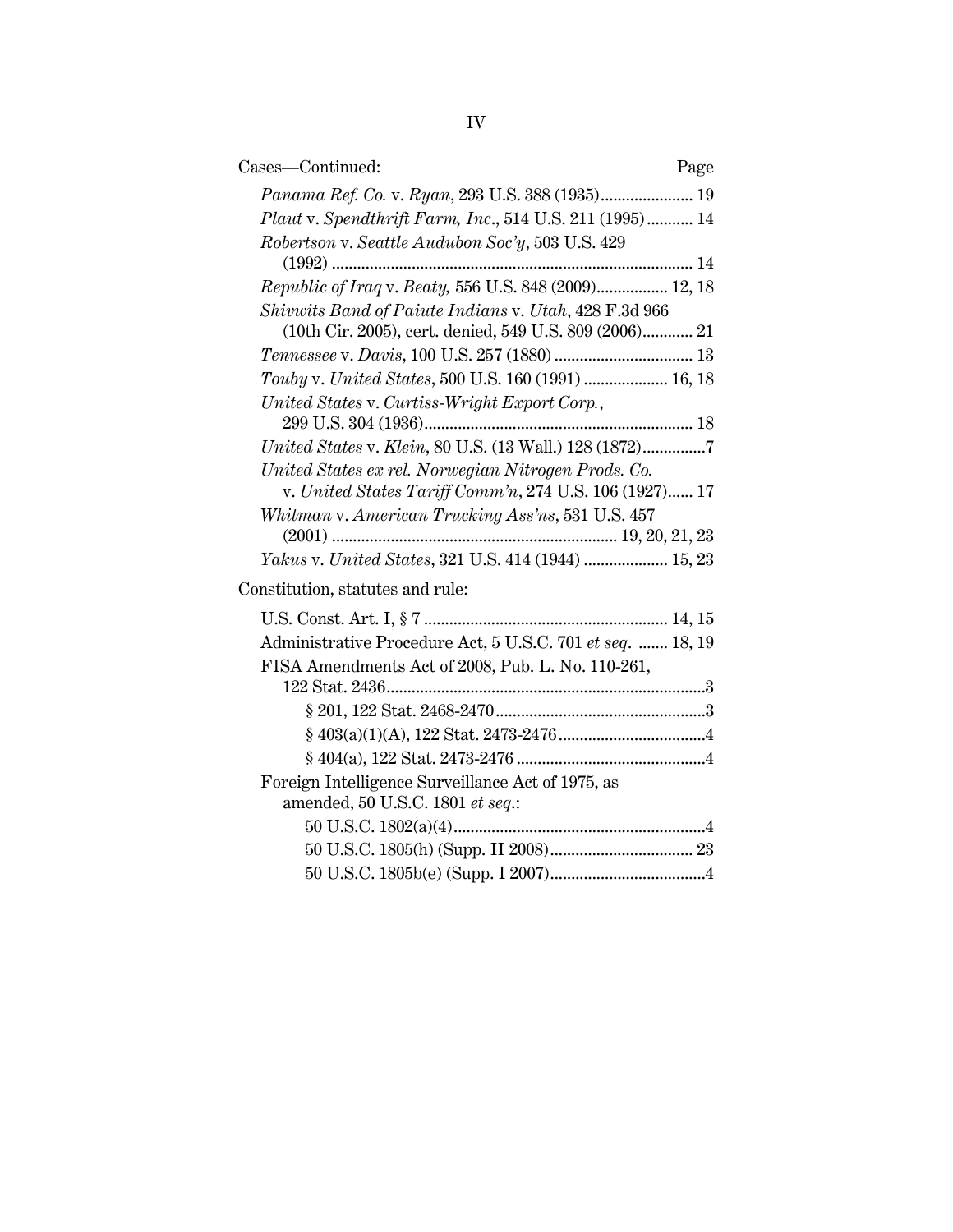Cases—Continued: Page

*Panama Ref. Co.* v. *Ryan*, 293 U.S. 388 (1935)...................... 19

*Plaut* v. *Spendthrift Farm, Inc*., 514 U.S. 211 (1995)........... 14

*Robertson* v. *Seattle Audubon Soc'y*, 503 U.S. 429 (1992) ..................................................................................... 14

*Republic of Iraq* v. *Beaty,* 556 U.S. 848 (2009)................. 12, 18

*Shivwits Band of Paiute Indians* v. *Utah*, 428 F.3d 966 (10th Cir. 2005), cert. denied, 549 U.S. 809 (2006)............ 21

*Tennessee* v. *Davis*, 100 U.S. 257 (1880) ................................ 13

*Touby* v. *United States*, 500 U.S. 160 (1991) .................... 16, 18

*United States* v. *Curtiss-Wright Export Corp.*, 299 U.S. 304 (1936)............................................................... 18

*United States* v. *Klein*, 80 U.S. (13 Wall.) 128 (1872)...............7

*United States ex rel. Norwegian Nitrogen Prods. Co.* v. *United States Tariff Comm'n*, 274 U.S. 106 (1927)...... 17

*Whitman* v. *American Trucking Ass'ns*, 531 U.S. 457 (2001) ................................................................... 19, 20, 21, 23

*Yakus* v. *United States*, 321 U.S. 414 (1944) .................... 15, 23

Constitution, statutes and rule:

U.S. Const. Art. I, § 7 ......................................................... 14, 15

Administrative Procedure Act, 5 U.S.C. 701 *et seq*. ....... 18, 19

FISA Amendments Act of 2008, Pub. L. No. 110-261, 122 Stat. 2436...........................................................................3

§ 201, 122 Stat. 2468-2470.................................................3

§ 403(a)(1)(A), 122 Stat. 2473-2476..................................4

§ 404(a), 122 Stat. 2473-2476 ............................................4

Foreign Intelligence Surveillance Act of 1975, as amended, 50 U.S.C. 1801 *et seq.*:

50 U.S.C. 1802(a)(4)...........................................................4

50 U.S.C. 1805(h) (Supp. II 2008).................................. 23

50 U.S.C. 1805b(e) (Supp. I 2007)....................................4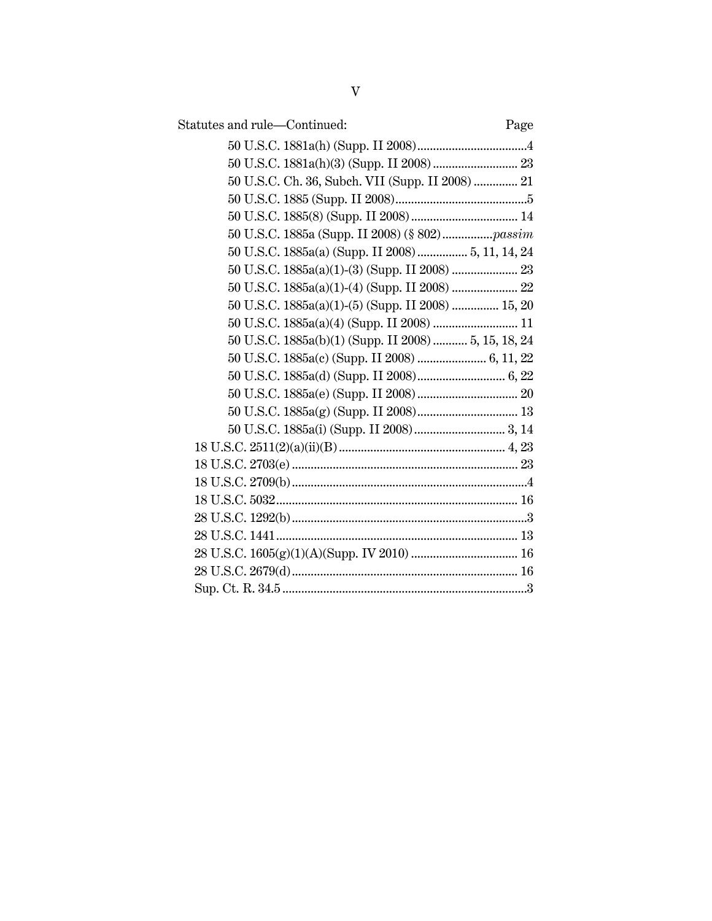Statutes and rule—Continued: Page

50 U.S.C. 1881a(h) (Supp. II 2008) ... 4
50 U.S.C. 1881a(h)(3) (Supp. II 2008) ... 23
50 U.S.C. Ch. 36, Subch. VII (Supp. II 2008) ... 21
50 U.S.C. 1885 (Supp. II 2008) ... 5
50 U.S.C. 1885(8) (Supp. II 2008) ... 14
50 U.S.C. 1885a (Supp. II 2008) (§ 802) ... *passim*
50 U.S.C. 1885a(a) (Supp. II 2008) ... 5, 11, 14, 24
50 U.S.C. 1885a(a)(1)-(3) (Supp. II 2008) ... 23
50 U.S.C. 1885a(a)(1)-(4) (Supp. II 2008) ... 22
50 U.S.C. 1885a(a)(1)-(5) (Supp. II 2008) ... 15, 20
50 U.S.C. 1885a(a)(4) (Supp. II 2008) ... 11
50 U.S.C. 1885a(b)(1) (Supp. II 2008) ... 5, 15, 18, 24
50 U.S.C. 1885a(c) (Supp. II 2008) ... 6, 11, 22
50 U.S.C. 1885a(d) (Supp. II 2008) ... 6, 22
50 U.S.C. 1885a(e) (Supp. II 2008) ... 20
50 U.S.C. 1885a(g) (Supp. II 2008) ... 13
50 U.S.C. 1885a(i) (Supp. II 2008) ... 3, 14

18 U.S.C. 2511(2)(a)(ii)(B) ... 4, 23
18 U.S.C. 2703(e) ... 23
18 U.S.C. 2709(b) ... 4
18 U.S.C. 5032 ... 16
28 U.S.C. 1292(b) ... 3
28 U.S.C. 1441 ... 13
28 U.S.C. 1605(g)(1)(A)(Supp. IV 2010) ... 16
28 U.S.C. 2679(d) ... 16
Sup. Ct. R. 34.5 ... 3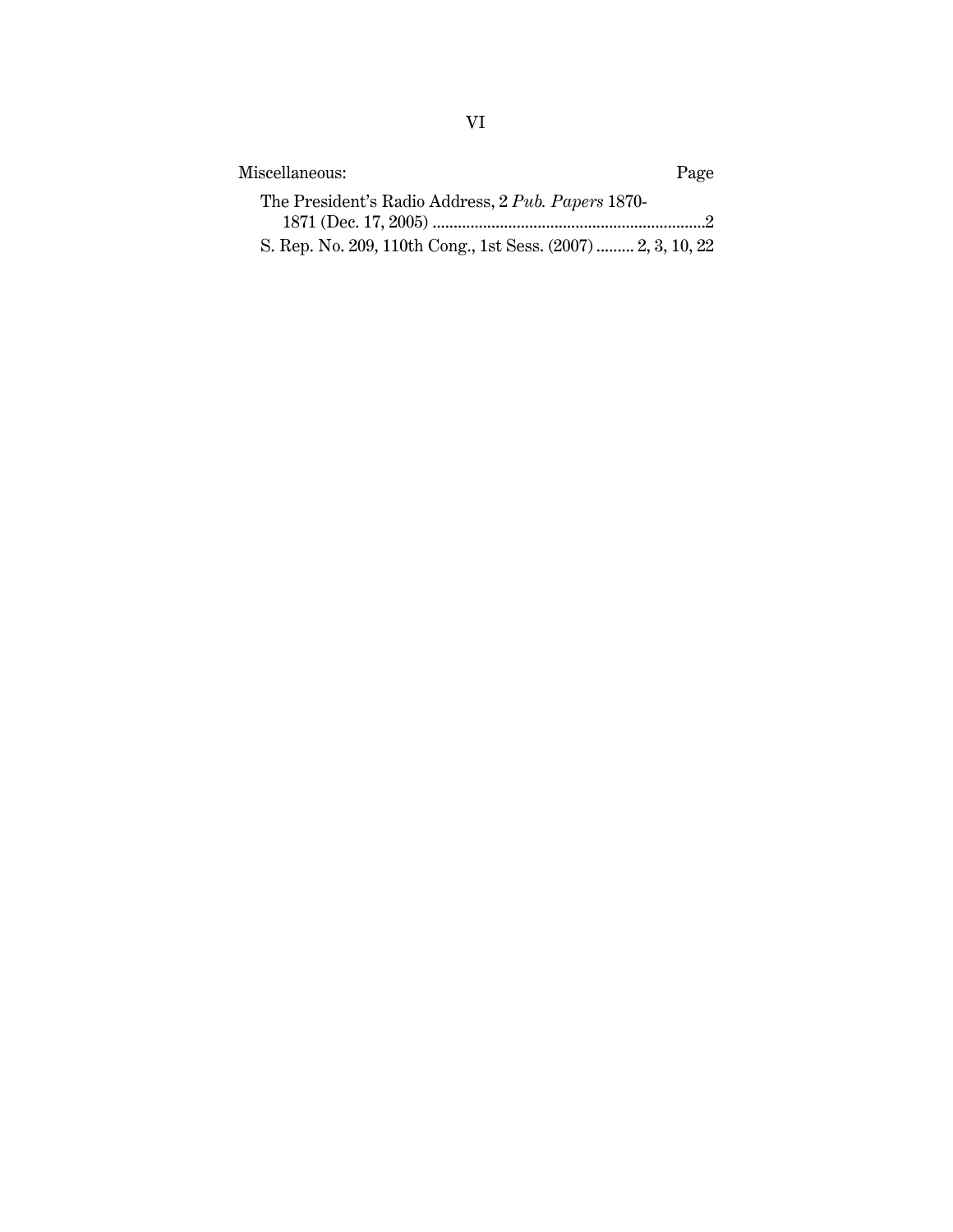Miscellaneous: Page

The President's Radio Address, 2 *Pub. Papers* 1870-1871 (Dec. 17, 2005) ....................2

S. Rep. No. 209, 110th Cong., 1st Sess. (2007) ......... 2, 3, 10, 22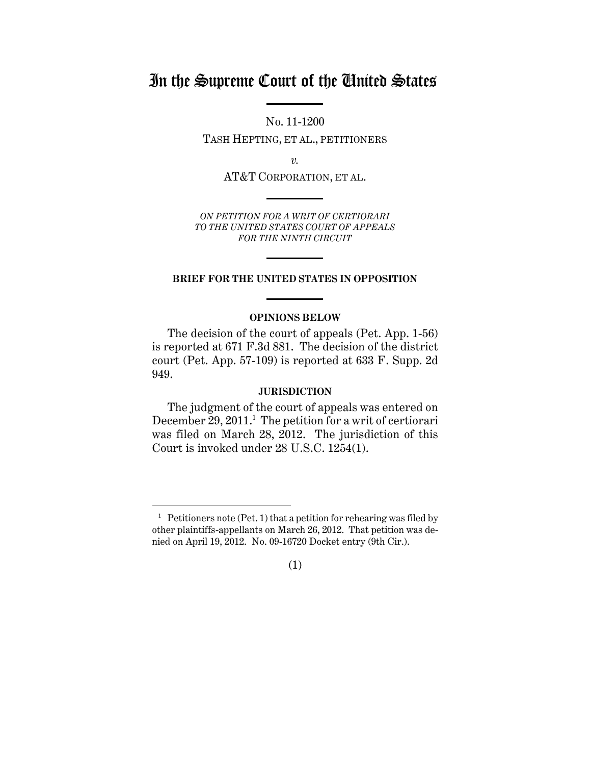# In the Supreme Court of the United States

No. 11-1200

TASH HEPTING, ET AL., PETITIONERS

*v.*

AT&T CORPORATION, ET AL.

*ON PETITION FOR A WRIT OF CERTIORARI TO THE UNITED STATES COURT OF APPEALS FOR THE NINTH CIRCUIT*

**BRIEF FOR THE UNITED STATES IN OPPOSITION**

**OPINIONS BELOW**

The decision of the court of appeals (Pet. App. 1-56) is reported at 671 F.3d 881. The decision of the district court (Pet. App. 57-109) is reported at 633 F. Supp. 2d 949.

**JURISDICTION**

The judgment of the court of appeals was entered on December 29, 2011.[1] The petition for a writ of certiorari was filed on March 28, 2012. The jurisdiction of this Court is invoked under 28 U.S.C. 1254(1).

[1] Petitioners note (Pet. 1) that a petition for rehearing was filed by other plaintiffs-appellants on March 26, 2012. That petition was denied on April 19, 2012. No. 09-16720 Docket entry (9th Cir.).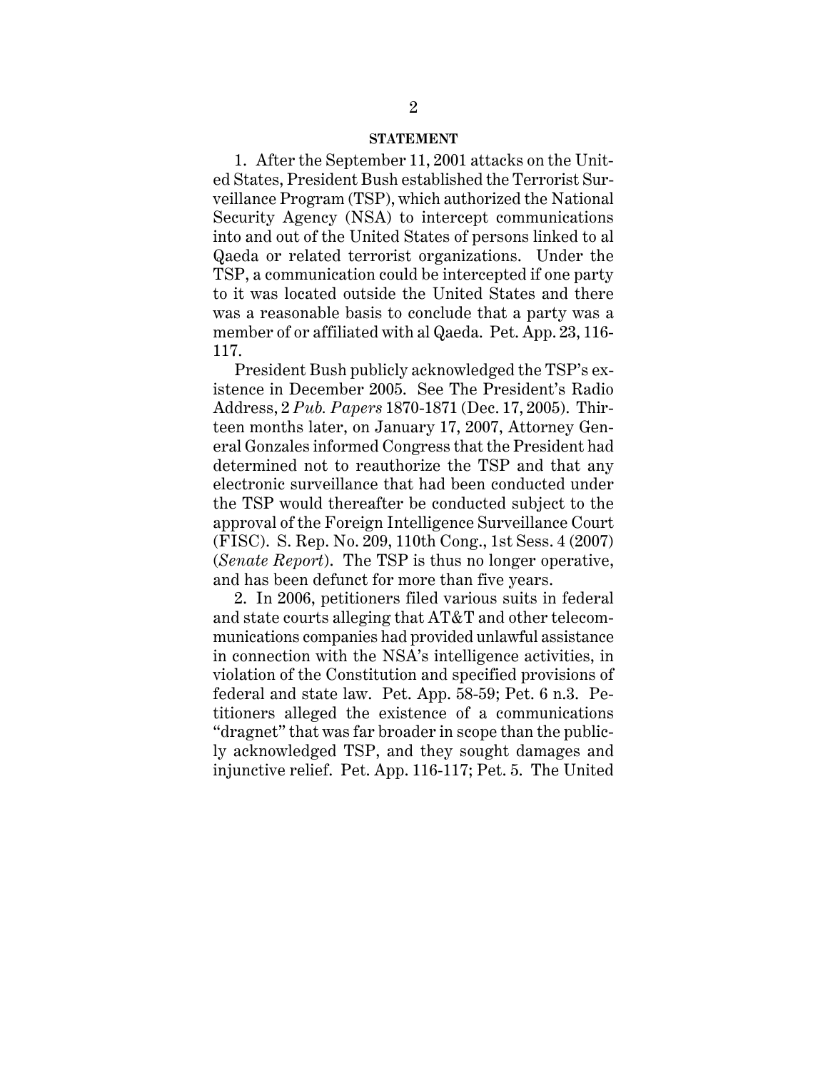## STATEMENT

1. After the September 11, 2001 attacks on the United States, President Bush established the Terrorist Surveillance Program (TSP), which authorized the National Security Agency (NSA) to intercept communications into and out of the United States of persons linked to al Qaeda or related terrorist organizations. Under the TSP, a communication could be intercepted if one party to it was located outside the United States and there was a reasonable basis to conclude that a party was a member of or affiliated with al Qaeda. Pet. App. 23, 116-117.

President Bush publicly acknowledged the TSP's existence in December 2005. See The President's Radio Address, 2 *Pub. Papers* 1870-1871 (Dec. 17, 2005). Thirteen months later, on January 17, 2007, Attorney General Gonzales informed Congress that the President had determined not to reauthorize the TSP and that any electronic surveillance that had been conducted under the TSP would thereafter be conducted subject to the approval of the Foreign Intelligence Surveillance Court (FISC). S. Rep. No. 209, 110th Cong., 1st Sess. 4 (2007) (*Senate Report*). The TSP is thus no longer operative, and has been defunct for more than five years.

2. In 2006, petitioners filed various suits in federal and state courts alleging that AT&T and other telecommunications companies had provided unlawful assistance in connection with the NSA's intelligence activities, in violation of the Constitution and specified provisions of federal and state law. Pet. App. 58-59; Pet. 6 n.3. Petitioners alleged the existence of a communications "dragnet" that was far broader in scope than the publicly acknowledged TSP, and they sought damages and injunctive relief. Pet. App. 116-117; Pet. 5. The United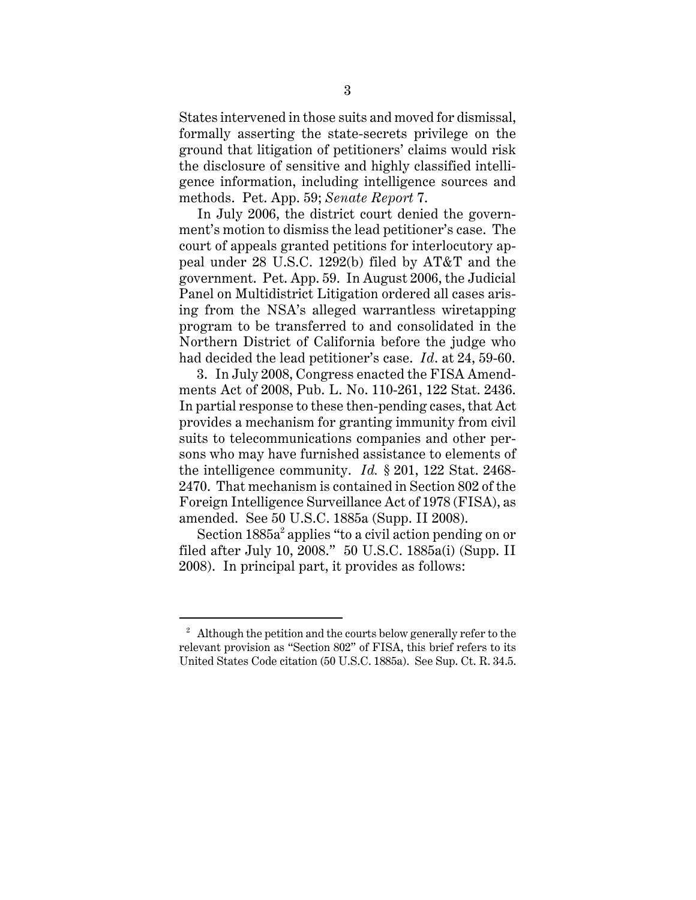States intervened in those suits and moved for dismissal, formally asserting the state-secrets privilege on the ground that litigation of petitioners' claims would risk the disclosure of sensitive and highly classified intelligence information, including intelligence sources and methods. Pet. App. 59; *Senate Report* 7.

In July 2006, the district court denied the government's motion to dismiss the lead petitioner's case. The court of appeals granted petitions for interlocutory appeal under 28 U.S.C. 1292(b) filed by AT&T and the government. Pet. App. 59. In August 2006, the Judicial Panel on Multidistrict Litigation ordered all cases arising from the NSA's alleged warrantless wiretapping program to be transferred to and consolidated in the Northern District of California before the judge who had decided the lead petitioner's case. *Id*. at 24, 59-60.

3. In July 2008, Congress enacted the FISA Amendments Act of 2008, Pub. L. No. 110-261, 122 Stat. 2436. In partial response to these then-pending cases, that Act provides a mechanism for granting immunity from civil suits to telecommunications companies and other persons who may have furnished assistance to elements of the intelligence community. *Id.* § 201, 122 Stat. 2468-2470. That mechanism is contained in Section 802 of the Foreign Intelligence Surveillance Act of 1978 (FISA), as amended. See 50 U.S.C. 1885a (Supp. II 2008).

Section 1885a[2] applies "to a civil action pending on or filed after July 10, 2008." 50 U.S.C. 1885a(i) (Supp. II 2008). In principal part, it provides as follows:

[2] Although the petition and the courts below generally refer to the relevant provision as "Section 802" of FISA, this brief refers to its United States Code citation (50 U.S.C. 1885a). See Sup. Ct. R. 34.5.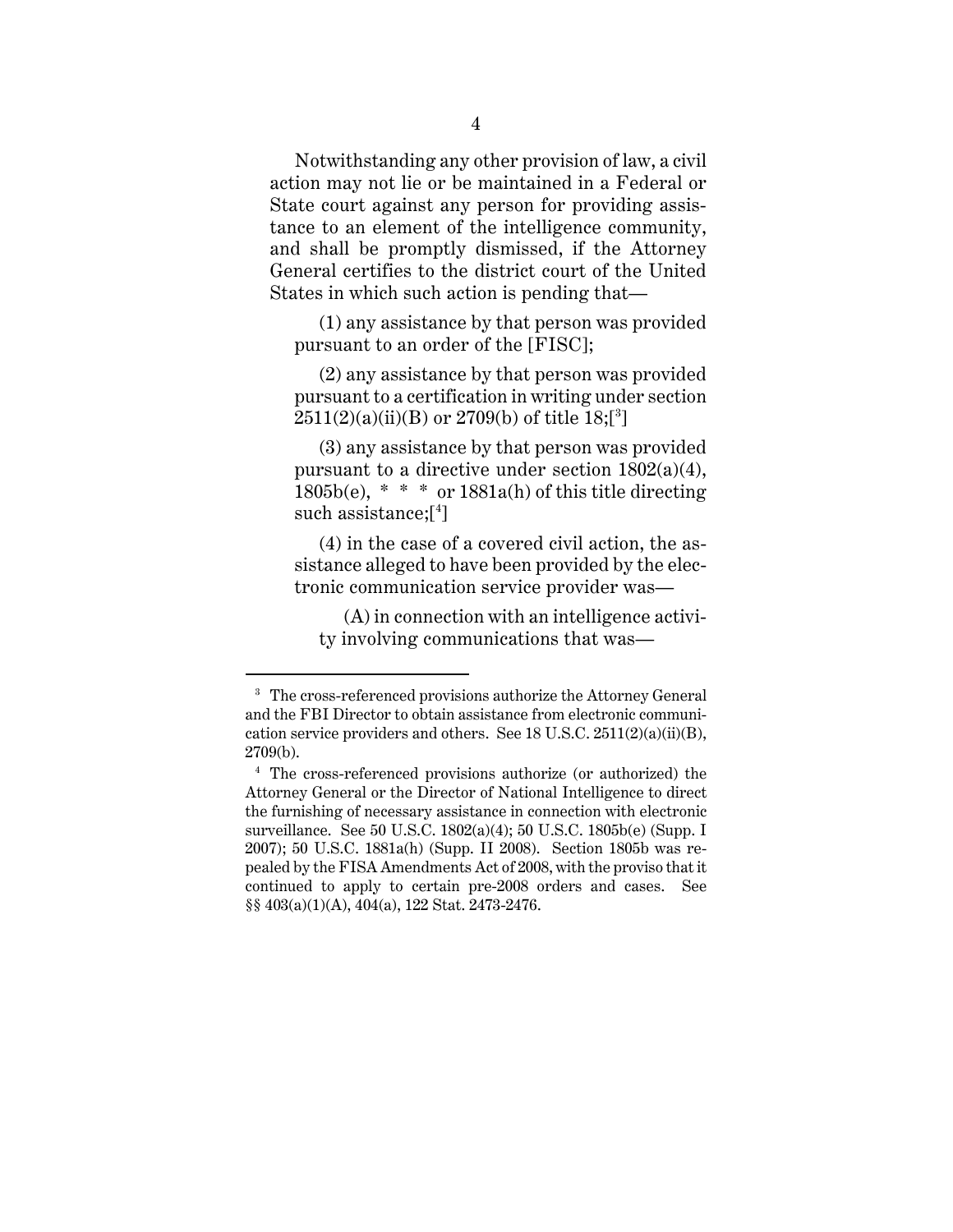Notwithstanding any other provision of law, a civil action may not lie or be maintained in a Federal or State court against any person for providing assistance to an element of the intelligence community, and shall be promptly dismissed, if the Attorney General certifies to the district court of the United States in which such action is pending that—

(1) any assistance by that person was provided pursuant to an order of the [FISC];

(2) any assistance by that person was provided pursuant to a certification in writing under section 2511(2)(a)(ii)(B) or 2709(b) of title 18;[3]

(3) any assistance by that person was provided pursuant to a directive under section 1802(a)(4), 1805b(e), * * * or 1881a(h) of this title directing such assistance;[4]

(4) in the case of a covered civil action, the assistance alleged to have been provided by the electronic communication service provider was—

(A) in connection with an intelligence activity involving communications that was—

---

[3] The cross-referenced provisions authorize the Attorney General and the FBI Director to obtain assistance from electronic communication service providers and others. See 18 U.S.C. 2511(2)(a)(ii)(B), 2709(b).

[4] The cross-referenced provisions authorize (or authorized) the Attorney General or the Director of National Intelligence to direct the furnishing of necessary assistance in connection with electronic surveillance. See 50 U.S.C. 1802(a)(4); 50 U.S.C. 1805b(e) (Supp. I 2007); 50 U.S.C. 1881a(h) (Supp. II 2008). Section 1805b was repealed by the FISA Amendments Act of 2008, with the proviso that it continued to apply to certain pre-2008 orders and cases. See §§ 403(a)(1)(A), 404(a), 122 Stat. 2473-2476.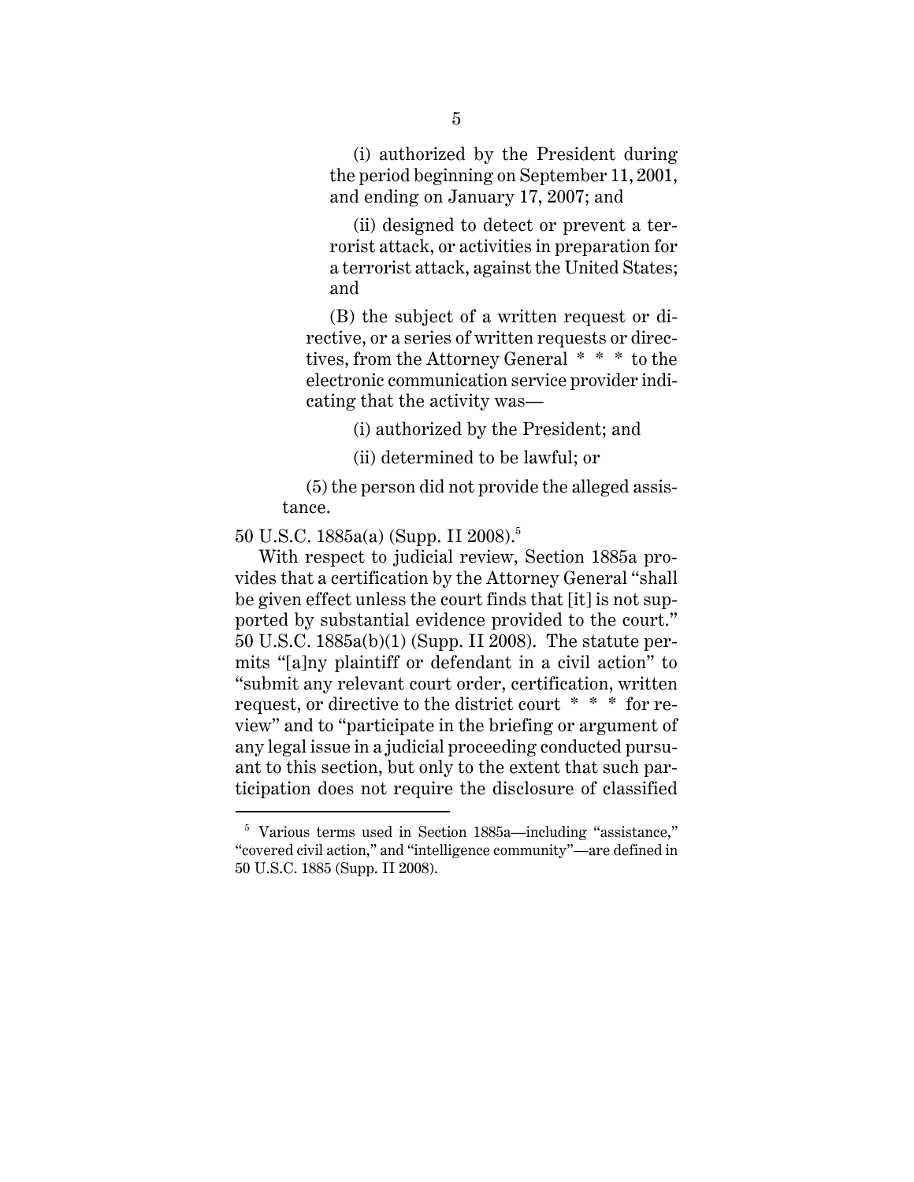(i) authorized by the President during the period beginning on September 11, 2001, and ending on January 17, 2007; and

(ii) designed to detect or prevent a terrorist attack, or activities in preparation for a terrorist attack, against the United States; and

(B) the subject of a written request or directive, or a series of written requests or directives, from the Attorney General * * * to the electronic communication service provider indicating that the activity was—

(i) authorized by the President; and

(ii) determined to be lawful; or

(5) the person did not provide the alleged assistance.

50 U.S.C. 1885a(a) (Supp. II 2008).[5]

With respect to judicial review, Section 1885a provides that a certification by the Attorney General "shall be given effect unless the court finds that [it] is not supported by substantial evidence provided to the court." 50 U.S.C. 1885a(b)(1) (Supp. II 2008). The statute permits "[a]ny plaintiff or defendant in a civil action" to "submit any relevant court order, certification, written request, or directive to the district court * * * for review" and to "participate in the briefing or argument of any legal issue in a judicial proceeding conducted pursuant to this section, but only to the extent that such participation does not require the disclosure of classified

---

[5] Various terms used in Section 1885a—including "assistance," "covered civil action," and "intelligence community"—are defined in 50 U.S.C. 1885 (Supp. II 2008).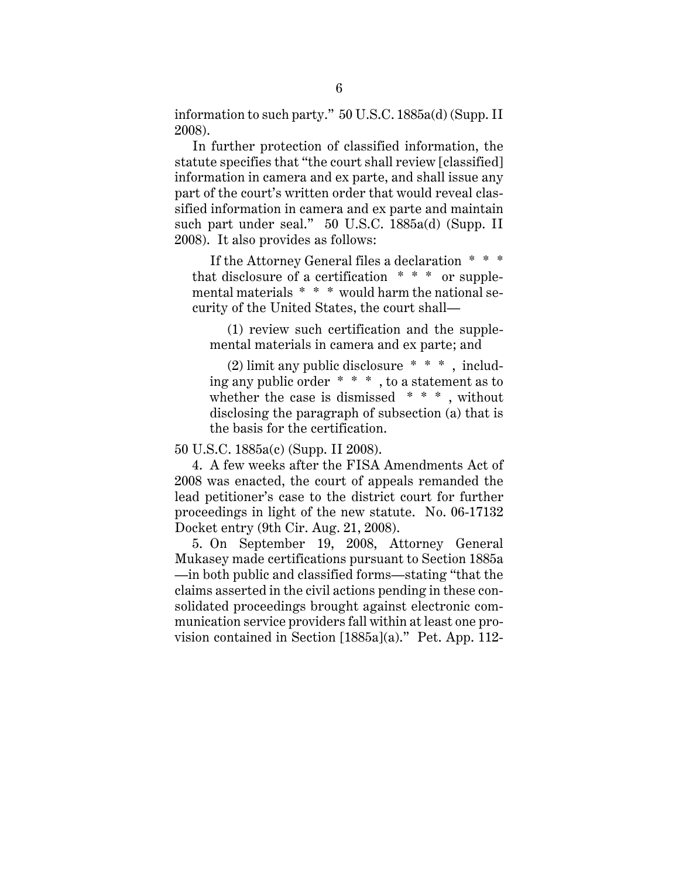information to such party." 50 U.S.C. 1885a(d) (Supp. II 2008).

In further protection of classified information, the statute specifies that "the court shall review [classified] information in camera and ex parte, and shall issue any part of the court's written order that would reveal classified information in camera and ex parte and maintain such part under seal." 50 U.S.C. 1885a(d) (Supp. II 2008). It also provides as follows:

> If the Attorney General files a declaration * * * that disclosure of a certification * * * or supplemental materials * * * would harm the national security of the United States, the court shall—
>
> (1) review such certification and the supplemental materials in camera and ex parte; and
>
> (2) limit any public disclosure * * * , including any public order * * * , to a statement as to whether the case is dismissed * * * , without disclosing the paragraph of subsection (a) that is the basis for the certification.

50 U.S.C. 1885a(c) (Supp. II 2008).

4. A few weeks after the FISA Amendments Act of 2008 was enacted, the court of appeals remanded the lead petitioner's case to the district court for further proceedings in light of the new statute. No. 06-17132 Docket entry (9th Cir. Aug. 21, 2008).

5. On September 19, 2008, Attorney General Mukasey made certifications pursuant to Section 1885a —in both public and classified forms—stating "that the claims asserted in the civil actions pending in these consolidated proceedings brought against electronic communication service providers fall within at least one provision contained in Section [1885a](a)." Pet. App. 112-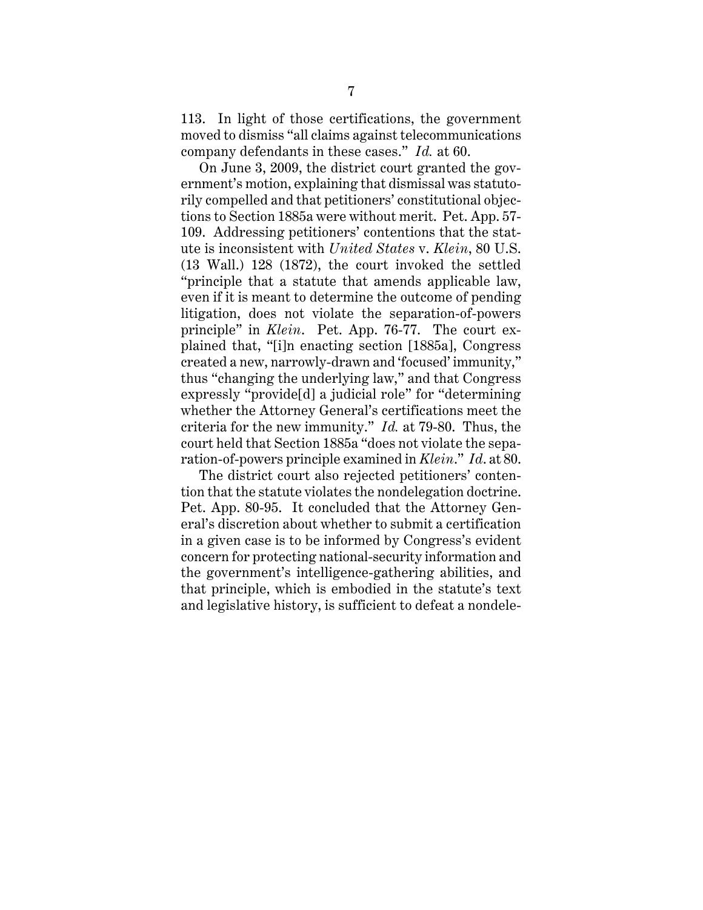113. In light of those certifications, the government moved to dismiss "all claims against telecommunications company defendants in these cases." *Id.* at 60.

On June 3, 2009, the district court granted the government's motion, explaining that dismissal was statutorily compelled and that petitioners' constitutional objections to Section 1885a were without merit. Pet. App. 57-109. Addressing petitioners' contentions that the statute is inconsistent with *United States* v. *Klein*, 80 U.S. (13 Wall.) 128 (1872), the court invoked the settled "principle that a statute that amends applicable law, even if it is meant to determine the outcome of pending litigation, does not violate the separation-of-powers principle" in *Klein*. Pet. App. 76-77. The court explained that, "[i]n enacting section [1885a], Congress created a new, narrowly-drawn and 'focused' immunity," thus "changing the underlying law," and that Congress expressly "provide[d] a judicial role" for "determining whether the Attorney General's certifications meet the criteria for the new immunity." *Id.* at 79-80. Thus, the court held that Section 1885a "does not violate the separation-of-powers principle examined in *Klein*." *Id*. at 80.

The district court also rejected petitioners' contention that the statute violates the nondelegation doctrine. Pet. App. 80-95. It concluded that the Attorney General's discretion about whether to submit a certification in a given case is to be informed by Congress's evident concern for protecting national-security information and the government's intelligence-gathering abilities, and that principle, which is embodied in the statute's text and legislative history, is sufficient to defeat a nondele-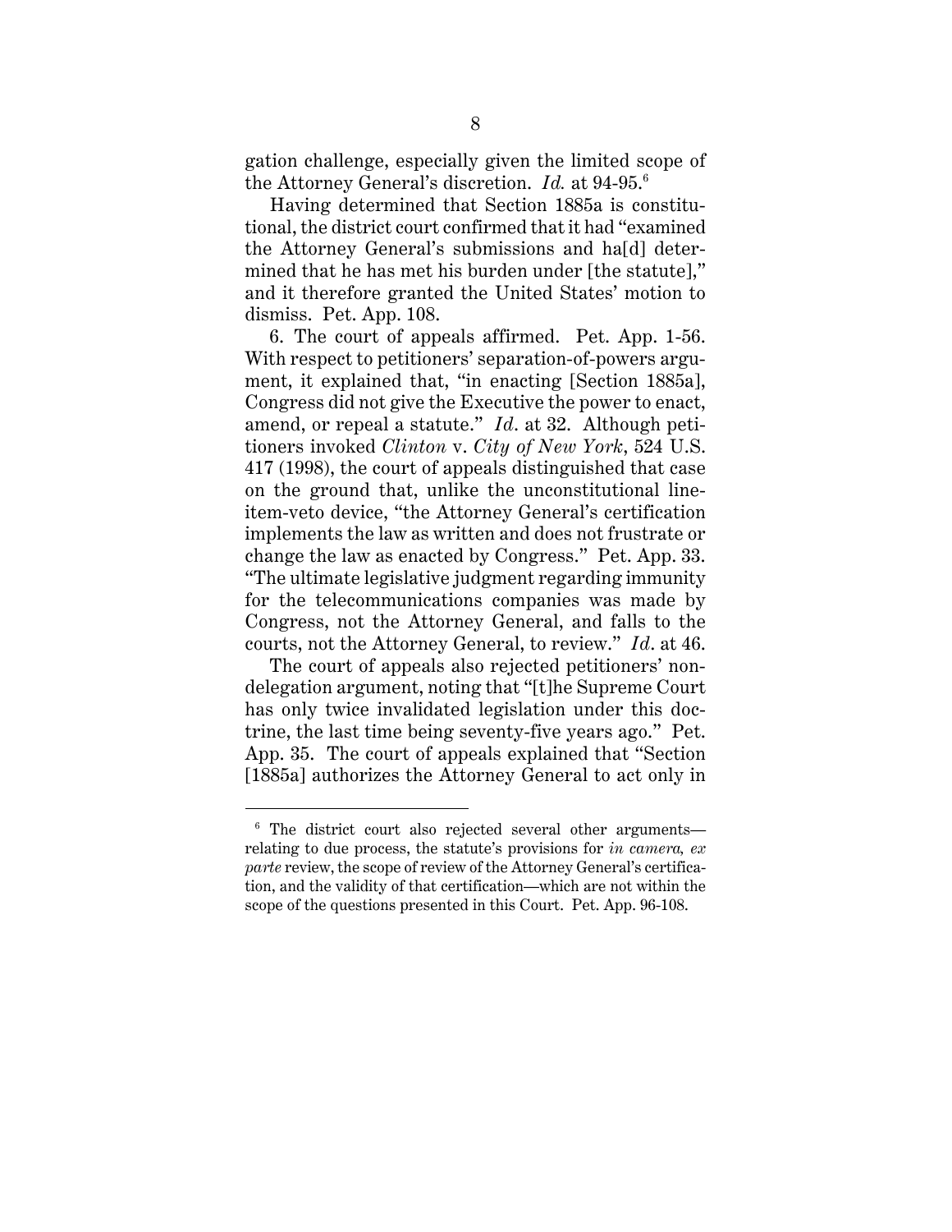gation challenge, especially given the limited scope of the Attorney General's discretion. *Id.* at 94-95.[6]

Having determined that Section 1885a is constitutional, the district court confirmed that it had "examined the Attorney General's submissions and ha[d] determined that he has met his burden under [the statute]," and it therefore granted the United States' motion to dismiss. Pet. App. 108.

6. The court of appeals affirmed. Pet. App. 1-56. With respect to petitioners' separation-of-powers argument, it explained that, "in enacting [Section 1885a], Congress did not give the Executive the power to enact, amend, or repeal a statute." *Id*. at 32. Although petitioners invoked *Clinton* v. *City of New York*, 524 U.S. 417 (1998), the court of appeals distinguished that case on the ground that, unlike the unconstitutional line-item-veto device, "the Attorney General's certification implements the law as written and does not frustrate or change the law as enacted by Congress." Pet. App. 33. "The ultimate legislative judgment regarding immunity for the telecommunications companies was made by Congress, not the Attorney General, and falls to the courts, not the Attorney General, to review." *Id*. at 46.

The court of appeals also rejected petitioners' nondelegation argument, noting that "[t]he Supreme Court has only twice invalidated legislation under this doctrine, the last time being seventy-five years ago." Pet. App. 35. The court of appeals explained that "Section [1885a] authorizes the Attorney General to act only in

[6] The district court also rejected several other arguments—relating to due process, the statute's provisions for *in camera, ex parte* review, the scope of review of the Attorney General's certification, and the validity of that certification—which are not within the scope of the questions presented in this Court. Pet. App. 96-108.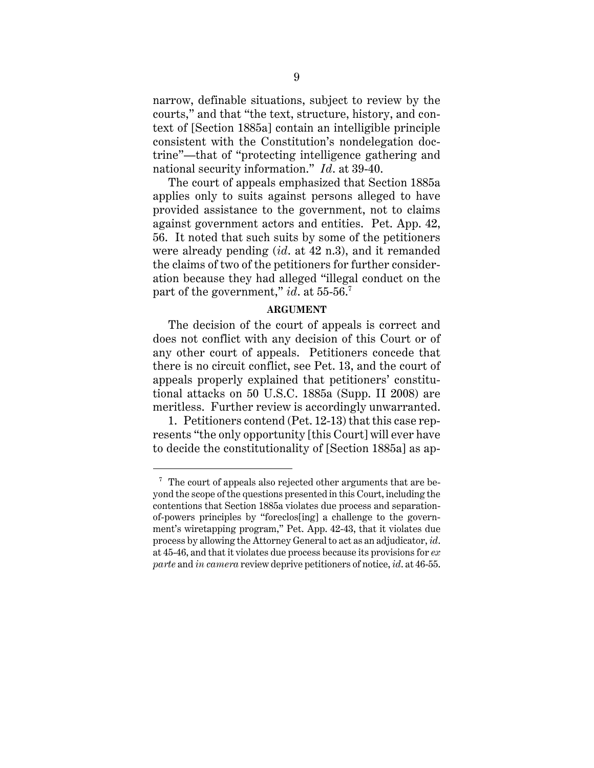narrow, definable situations, subject to review by the courts," and that "the text, structure, history, and context of [Section 1885a] contain an intelligible principle consistent with the Constitution's nondelegation doctrine"—that of "protecting intelligence gathering and national security information." *Id.* at 39-40.

The court of appeals emphasized that Section 1885a applies only to suits against persons alleged to have provided assistance to the government, not to claims against government actors and entities. Pet. App. 42, 56. It noted that such suits by some of the petitioners were already pending (*id.* at 42 n.3), and it remanded the claims of two of the petitioners for further consideration because they had alleged "illegal conduct on the part of the government," *id.* at 55-56.[7]

**ARGUMENT**

The decision of the court of appeals is correct and does not conflict with any decision of this Court or of any other court of appeals. Petitioners concede that there is no circuit conflict, see Pet. 13, and the court of appeals properly explained that petitioners' constitutional attacks on 50 U.S.C. 1885a (Supp. II 2008) are meritless. Further review is accordingly unwarranted.

1. Petitioners contend (Pet. 12-13) that this case represents "the only opportunity [this Court] will ever have to decide the constitutionality of [Section 1885a] as ap-

[7] The court of appeals also rejected other arguments that are beyond the scope of the questions presented in this Court, including the contentions that Section 1885a violates due process and separation-of-powers principles by "foreclos[ing] a challenge to the government's wiretapping program," Pet. App. 42-43, that it violates due process by allowing the Attorney General to act as an adjudicator, *id.* at 45-46, and that it violates due process because its provisions for *ex parte* and *in camera* review deprive petitioners of notice, *id.* at 46-55.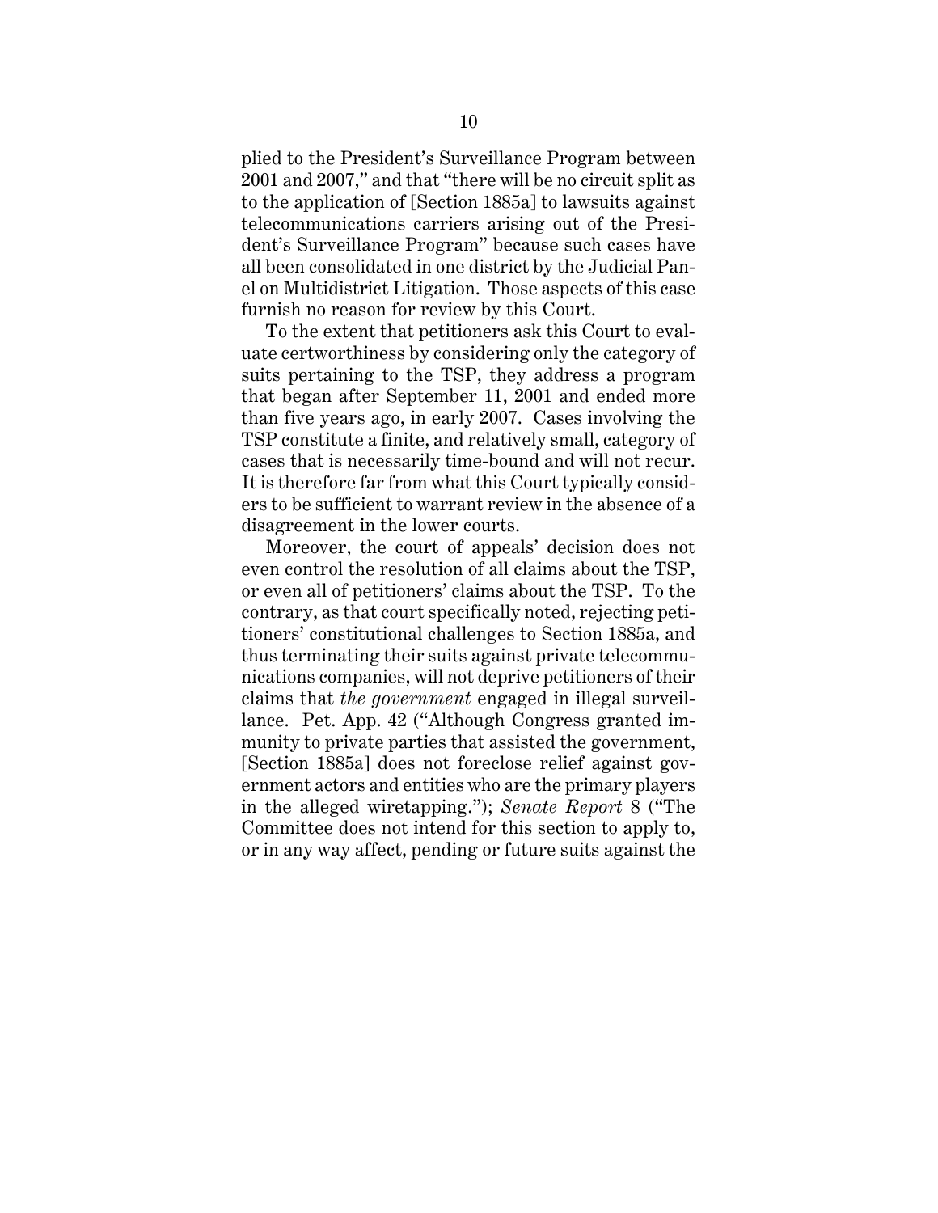plied to the President's Surveillance Program between 2001 and 2007," and that "there will be no circuit split as to the application of [Section 1885a] to lawsuits against telecommunications carriers arising out of the President's Surveillance Program" because such cases have all been consolidated in one district by the Judicial Panel on Multidistrict Litigation. Those aspects of this case furnish no reason for review by this Court.

To the extent that petitioners ask this Court to evaluate certworthiness by considering only the category of suits pertaining to the TSP, they address a program that began after September 11, 2001 and ended more than five years ago, in early 2007. Cases involving the TSP constitute a finite, and relatively small, category of cases that is necessarily time-bound and will not recur. It is therefore far from what this Court typically considers to be sufficient to warrant review in the absence of a disagreement in the lower courts.

Moreover, the court of appeals' decision does not even control the resolution of all claims about the TSP, or even all of petitioners' claims about the TSP. To the contrary, as that court specifically noted, rejecting petitioners' constitutional challenges to Section 1885a, and thus terminating their suits against private telecommunications companies, will not deprive petitioners of their claims that *the government* engaged in illegal surveillance. Pet. App. 42 ("Although Congress granted immunity to private parties that assisted the government, [Section 1885a] does not foreclose relief against government actors and entities who are the primary players in the alleged wiretapping."); *Senate Report* 8 ("The Committee does not intend for this section to apply to, or in any way affect, pending or future suits against the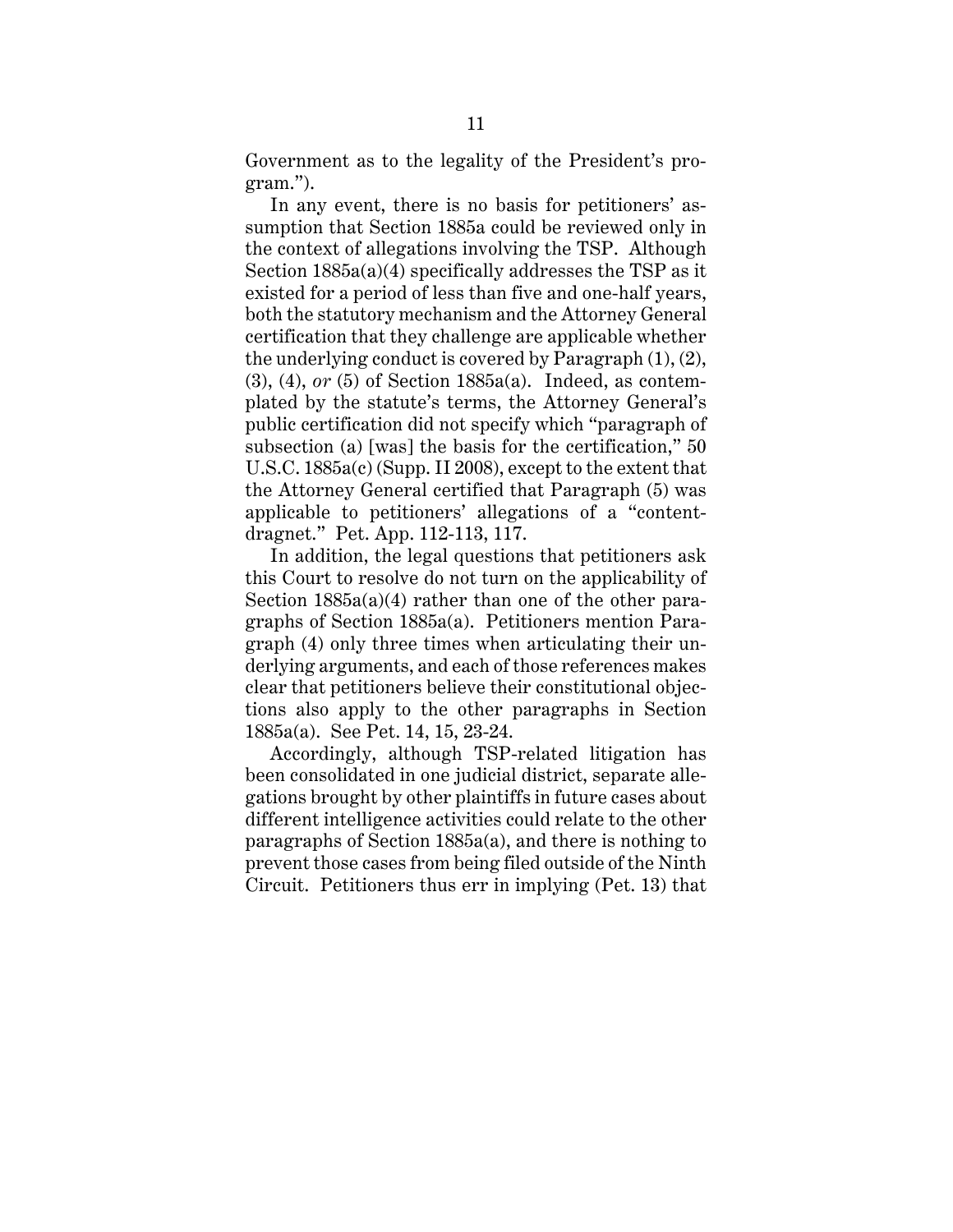Government as to the legality of the President's program.").

In any event, there is no basis for petitioners' assumption that Section 1885a could be reviewed only in the context of allegations involving the TSP. Although Section 1885a(a)(4) specifically addresses the TSP as it existed for a period of less than five and one-half years, both the statutory mechanism and the Attorney General certification that they challenge are applicable whether the underlying conduct is covered by Paragraph (1), (2), (3), (4), *or* (5) of Section 1885a(a). Indeed, as contemplated by the statute's terms, the Attorney General's public certification did not specify which "paragraph of subsection (a) [was] the basis for the certification," 50 U.S.C. 1885a(c) (Supp. II 2008), except to the extent that the Attorney General certified that Paragraph (5) was applicable to petitioners' allegations of a "content-dragnet." Pet. App. 112-113, 117.

In addition, the legal questions that petitioners ask this Court to resolve do not turn on the applicability of Section 1885a(a)(4) rather than one of the other paragraphs of Section 1885a(a). Petitioners mention Paragraph (4) only three times when articulating their underlying arguments, and each of those references makes clear that petitioners believe their constitutional objections also apply to the other paragraphs in Section 1885a(a). See Pet. 14, 15, 23-24.

Accordingly, although TSP-related litigation has been consolidated in one judicial district, separate allegations brought by other plaintiffs in future cases about different intelligence activities could relate to the other paragraphs of Section 1885a(a), and there is nothing to prevent those cases from being filed outside of the Ninth Circuit. Petitioners thus err in implying (Pet. 13) that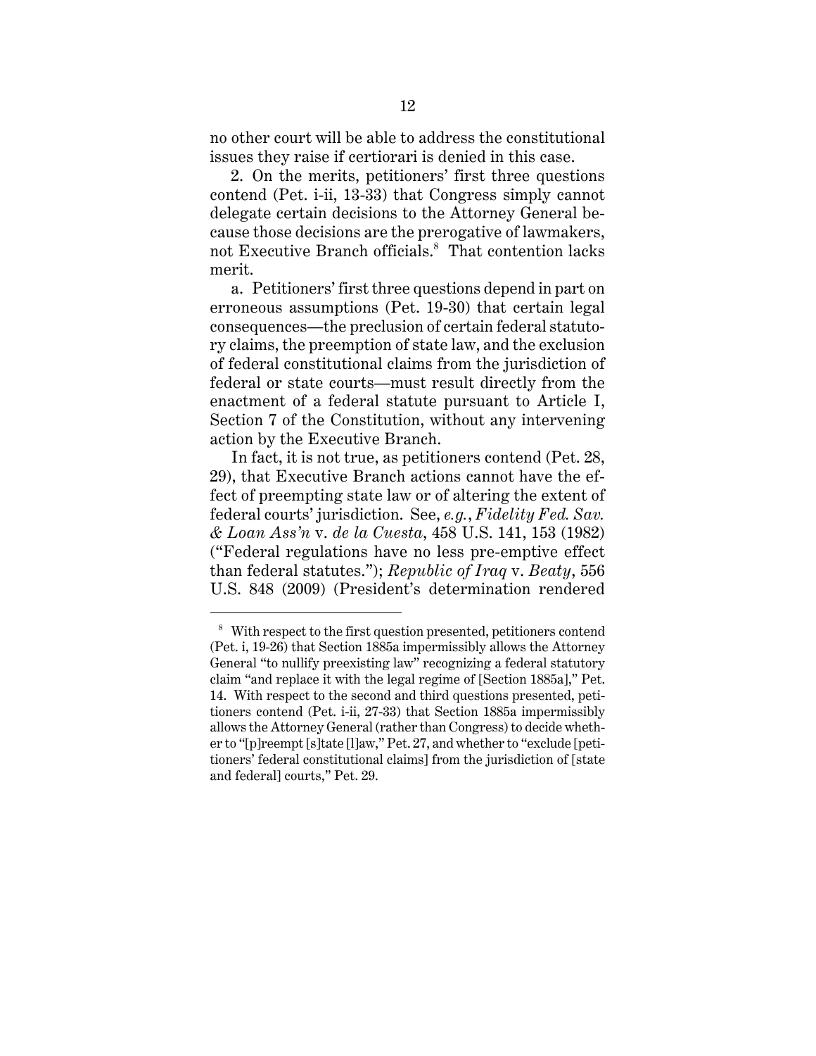no other court will be able to address the constitutional issues they raise if certiorari is denied in this case.

2. On the merits, petitioners' first three questions contend (Pet. i-ii, 13-33) that Congress simply cannot delegate certain decisions to the Attorney General because those decisions are the prerogative of lawmakers, not Executive Branch officials.[8] That contention lacks merit.

a. Petitioners' first three questions depend in part on erroneous assumptions (Pet. 19-30) that certain legal consequences—the preclusion of certain federal statutory claims, the preemption of state law, and the exclusion of federal constitutional claims from the jurisdiction of federal or state courts—must result directly from the enactment of a federal statute pursuant to Article I, Section 7 of the Constitution, without any intervening action by the Executive Branch.

In fact, it is not true, as petitioners contend (Pet. 28, 29), that Executive Branch actions cannot have the effect of preempting state law or of altering the extent of federal courts' jurisdiction. See, *e.g.*, *Fidelity Fed. Sav. & Loan Ass'n* v. *de la Cuesta*, 458 U.S. 141, 153 (1982) ("Federal regulations have no less pre-emptive effect than federal statutes."); *Republic of Iraq* v. *Beaty*, 556 U.S. 848 (2009) (President's determination rendered

---

[8] With respect to the first question presented, petitioners contend (Pet. i, 19-26) that Section 1885a impermissibly allows the Attorney General "to nullify preexisting law" recognizing a federal statutory claim "and replace it with the legal regime of [Section 1885a]," Pet. 14. With respect to the second and third questions presented, petitioners contend (Pet. i-ii, 27-33) that Section 1885a impermissibly allows the Attorney General (rather than Congress) to decide whether to "[p]reempt [s]tate [l]aw," Pet. 27, and whether to "exclude [petitioners' federal constitutional claims] from the jurisdiction of [state and federal] courts," Pet. 29.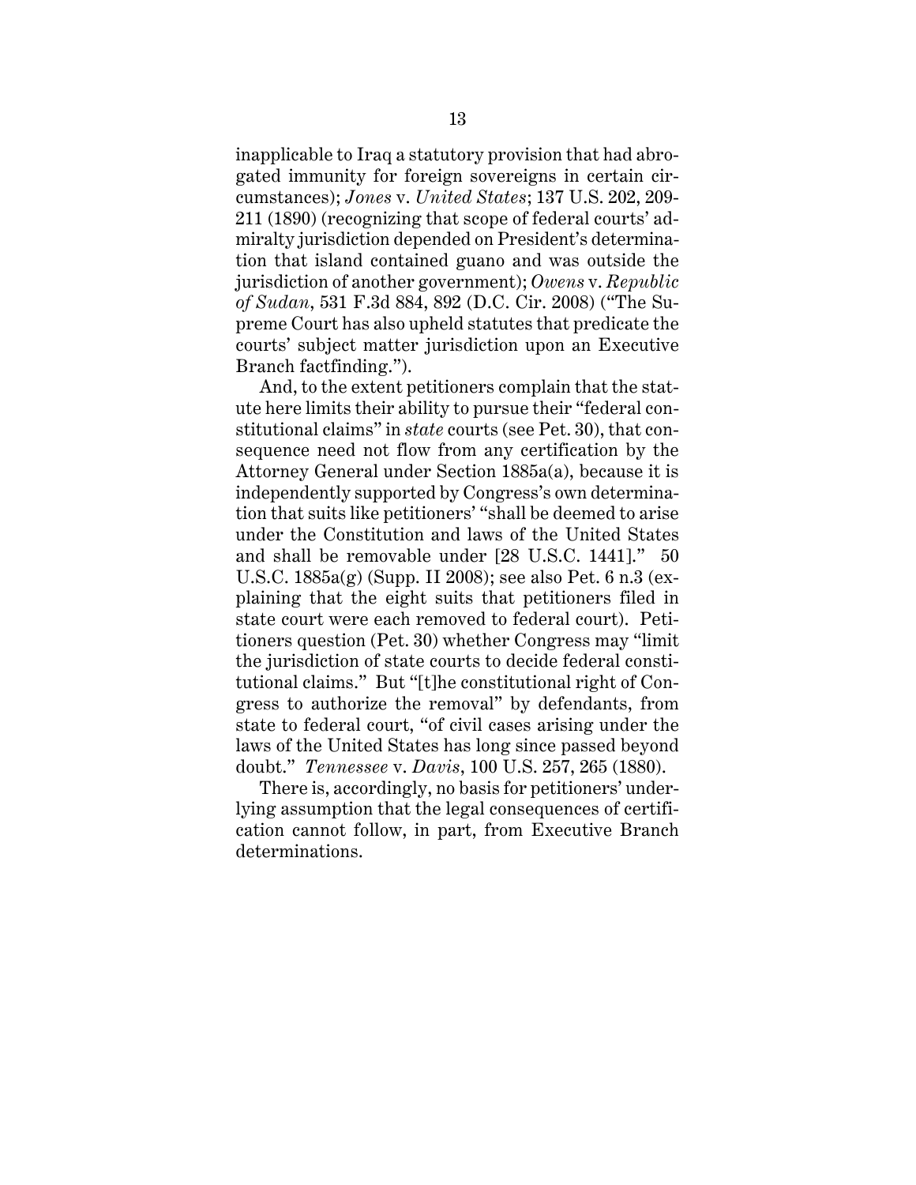inapplicable to Iraq a statutory provision that had abrogated immunity for foreign sovereigns in certain circumstances); *Jones* v. *United States*; 137 U.S. 202, 209-211 (1890) (recognizing that scope of federal courts' admiralty jurisdiction depended on President's determination that island contained guano and was outside the jurisdiction of another government); *Owens* v. *Republic of Sudan*, 531 F.3d 884, 892 (D.C. Cir. 2008) ("The Supreme Court has also upheld statutes that predicate the courts' subject matter jurisdiction upon an Executive Branch factfinding.").

And, to the extent petitioners complain that the statute here limits their ability to pursue their "federal constitutional claims" in *state* courts (see Pet. 30), that consequence need not flow from any certification by the Attorney General under Section 1885a(a), because it is independently supported by Congress's own determination that suits like petitioners' "shall be deemed to arise under the Constitution and laws of the United States and shall be removable under [28 U.S.C. 1441]." 50 U.S.C. 1885a(g) (Supp. II 2008); see also Pet. 6 n.3 (explaining that the eight suits that petitioners filed in state court were each removed to federal court). Petitioners question (Pet. 30) whether Congress may "limit the jurisdiction of state courts to decide federal constitutional claims." But "[t]he constitutional right of Congress to authorize the removal" by defendants, from state to federal court, "of civil cases arising under the laws of the United States has long since passed beyond doubt." *Tennessee* v. *Davis*, 100 U.S. 257, 265 (1880).

There is, accordingly, no basis for petitioners' underlying assumption that the legal consequences of certification cannot follow, in part, from Executive Branch determinations.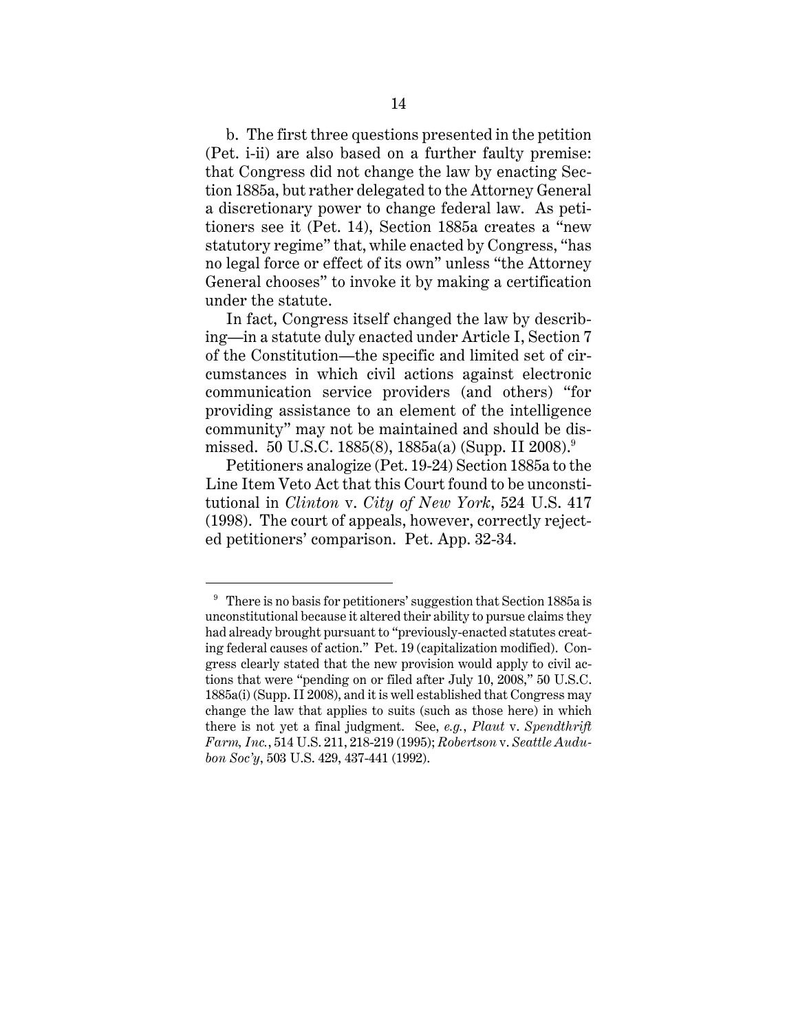b. The first three questions presented in the petition (Pet. i-ii) are also based on a further faulty premise: that Congress did not change the law by enacting Section 1885a, but rather delegated to the Attorney General a discretionary power to change federal law. As petitioners see it (Pet. 14), Section 1885a creates a "new statutory regime" that, while enacted by Congress, "has no legal force or effect of its own" unless "the Attorney General chooses" to invoke it by making a certification under the statute.

In fact, Congress itself changed the law by describing—in a statute duly enacted under Article I, Section 7 of the Constitution—the specific and limited set of circumstances in which civil actions against electronic communication service providers (and others) "for providing assistance to an element of the intelligence community" may not be maintained and should be dismissed. 50 U.S.C. 1885(8), 1885a(a) (Supp. II 2008).[9]

Petitioners analogize (Pet. 19-24) Section 1885a to the Line Item Veto Act that this Court found to be unconstitutional in *Clinton* v. *City of New York*, 524 U.S. 417 (1998). The court of appeals, however, correctly rejected petitioners' comparison. Pet. App. 32-34.

---

[9] There is no basis for petitioners' suggestion that Section 1885a is unconstitutional because it altered their ability to pursue claims they had already brought pursuant to "previously-enacted statutes creating federal causes of action." Pet. 19 (capitalization modified). Congress clearly stated that the new provision would apply to civil actions that were "pending on or filed after July 10, 2008," 50 U.S.C. 1885a(i) (Supp. II 2008), and it is well established that Congress may change the law that applies to suits (such as those here) in which there is not yet a final judgment. See, *e.g.*, *Plaut* v. *Spendthrift Farm, Inc.*, 514 U.S. 211, 218-219 (1995); *Robertson* v. *Seattle Audubon Soc'y*, 503 U.S. 429, 437-441 (1992).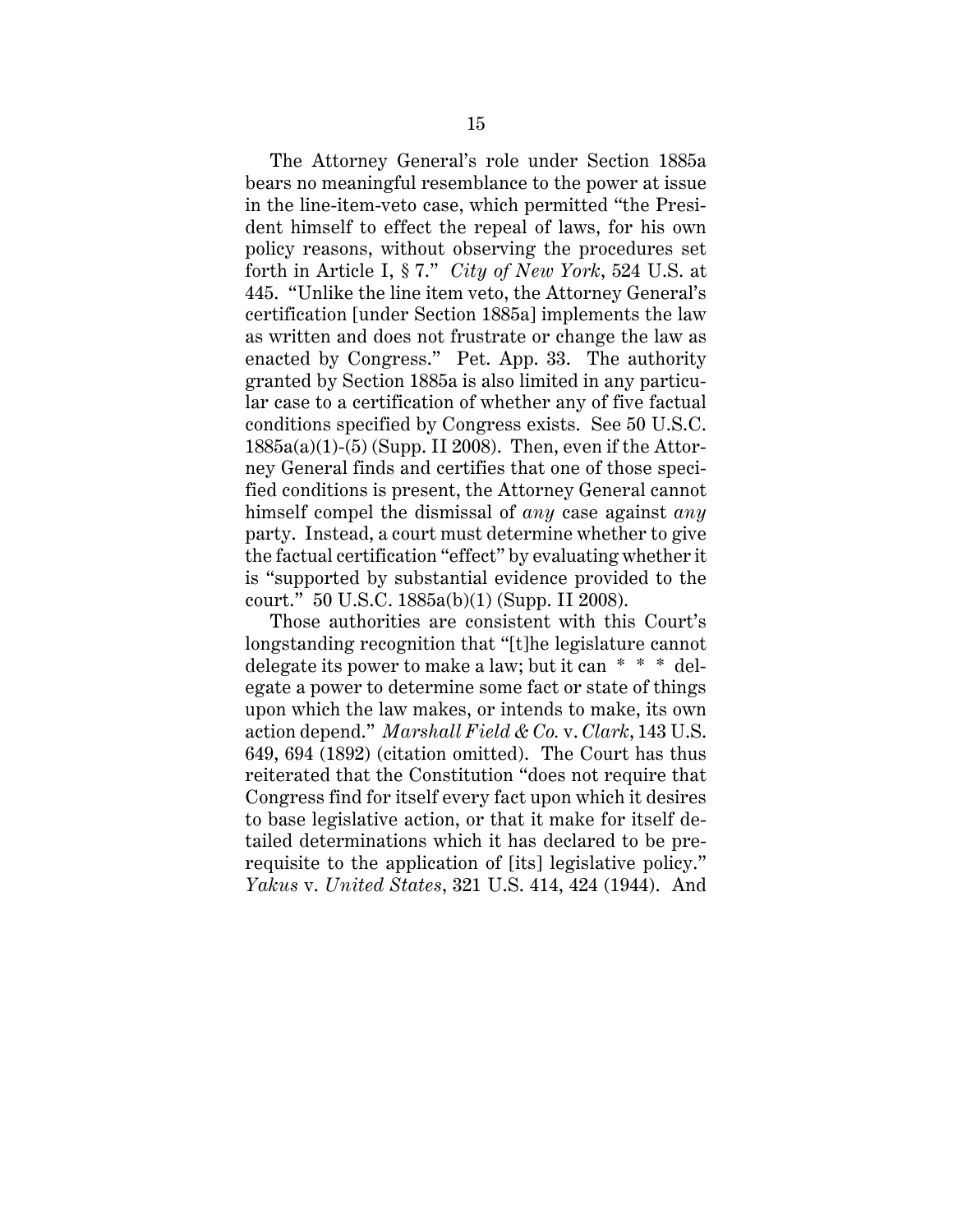The Attorney General's role under Section 1885a bears no meaningful resemblance to the power at issue in the line-item-veto case, which permitted "the President himself to effect the repeal of laws, for his own policy reasons, without observing the procedures set forth in Article I, § 7." *City of New York*, 524 U.S. at 445. "Unlike the line item veto, the Attorney General's certification [under Section 1885a] implements the law as written and does not frustrate or change the law as enacted by Congress." Pet. App. 33. The authority granted by Section 1885a is also limited in any particular case to a certification of whether any of five factual conditions specified by Congress exists. See 50 U.S.C. 1885a(a)(1)-(5) (Supp. II 2008). Then, even if the Attorney General finds and certifies that one of those specified conditions is present, the Attorney General cannot himself compel the dismissal of *any* case against *any* party. Instead, a court must determine whether to give the factual certification "effect" by evaluating whether it is "supported by substantial evidence provided to the court." 50 U.S.C. 1885a(b)(1) (Supp. II 2008).

Those authorities are consistent with this Court's longstanding recognition that "[t]he legislature cannot delegate its power to make a law; but it can * * * delegate a power to determine some fact or state of things upon which the law makes, or intends to make, its own action depend." *Marshall Field & Co.* v. *Clark*, 143 U.S. 649, 694 (1892) (citation omitted). The Court has thus reiterated that the Constitution "does not require that Congress find for itself every fact upon which it desires to base legislative action, or that it make for itself detailed determinations which it has declared to be prerequisite to the application of [its] legislative policy." *Yakus* v. *United States*, 321 U.S. 414, 424 (1944). And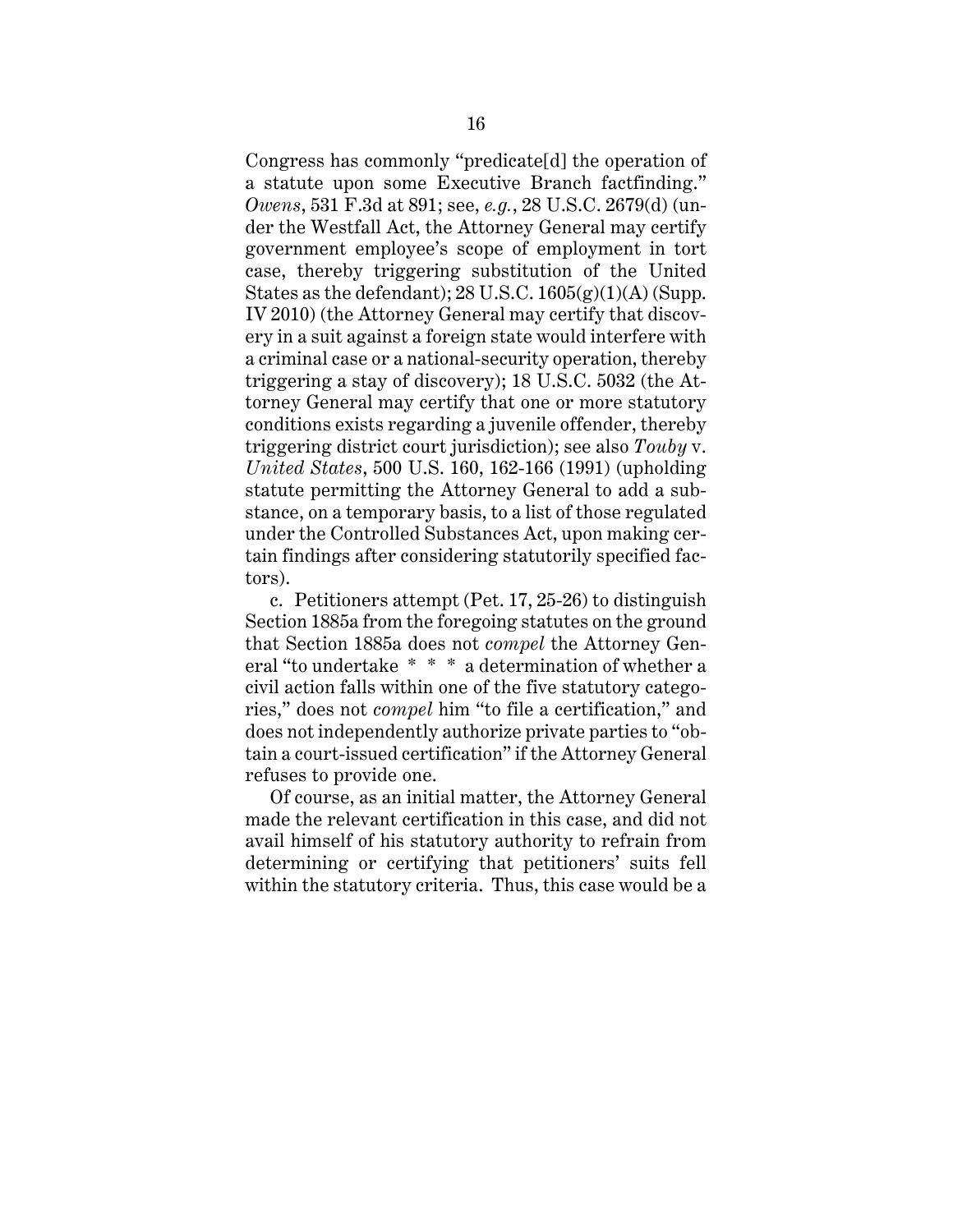Congress has commonly "predicate[d] the operation of a statute upon some Executive Branch factfinding." *Owens*, 531 F.3d at 891; see, *e.g.*, 28 U.S.C. 2679(d) (under the Westfall Act, the Attorney General may certify government employee's scope of employment in tort case, thereby triggering substitution of the United States as the defendant); 28 U.S.C. 1605(g)(1)(A) (Supp. IV 2010) (the Attorney General may certify that discovery in a suit against a foreign state would interfere with a criminal case or a national-security operation, thereby triggering a stay of discovery); 18 U.S.C. 5032 (the Attorney General may certify that one or more statutory conditions exists regarding a juvenile offender, thereby triggering district court jurisdiction); see also *Touby* v. *United States*, 500 U.S. 160, 162-166 (1991) (upholding statute permitting the Attorney General to add a substance, on a temporary basis, to a list of those regulated under the Controlled Substances Act, upon making certain findings after considering statutorily specified factors).

c. Petitioners attempt (Pet. 17, 25-26) to distinguish Section 1885a from the foregoing statutes on the ground that Section 1885a does not *compel* the Attorney General "to undertake * * * a determination of whether a civil action falls within one of the five statutory categories," does not *compel* him "to file a certification," and does not independently authorize private parties to "obtain a court-issued certification" if the Attorney General refuses to provide one.

Of course, as an initial matter, the Attorney General made the relevant certification in this case, and did not avail himself of his statutory authority to refrain from determining or certifying that petitioners' suits fell within the statutory criteria. Thus, this case would be a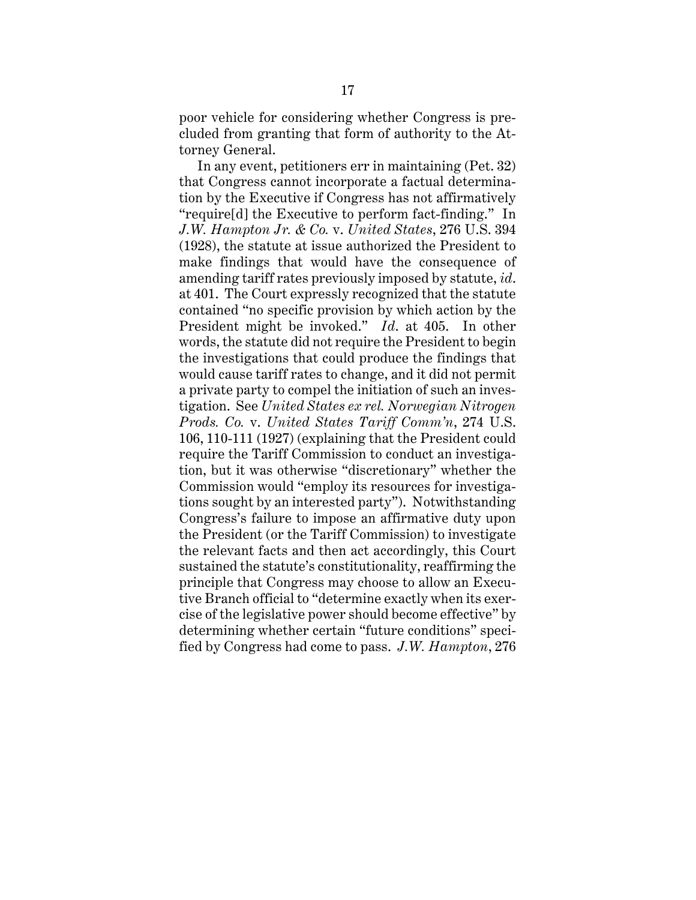poor vehicle for considering whether Congress is precluded from granting that form of authority to the Attorney General.

In any event, petitioners err in maintaining (Pet. 32) that Congress cannot incorporate a factual determination by the Executive if Congress has not affirmatively "require[d] the Executive to perform fact-finding." In *J.W. Hampton Jr. & Co.* v. *United States*, 276 U.S. 394 (1928), the statute at issue authorized the President to make findings that would have the consequence of amending tariff rates previously imposed by statute, *id*. at 401. The Court expressly recognized that the statute contained "no specific provision by which action by the President might be invoked." *Id*. at 405. In other words, the statute did not require the President to begin the investigations that could produce the findings that would cause tariff rates to change, and it did not permit a private party to compel the initiation of such an investigation. See *United States ex rel. Norwegian Nitrogen Prods. Co.* v. *United States Tariff Comm'n*, 274 U.S. 106, 110-111 (1927) (explaining that the President could require the Tariff Commission to conduct an investigation, but it was otherwise "discretionary" whether the Commission would "employ its resources for investigations sought by an interested party"). Notwithstanding Congress's failure to impose an affirmative duty upon the President (or the Tariff Commission) to investigate the relevant facts and then act accordingly, this Court sustained the statute's constitutionality, reaffirming the principle that Congress may choose to allow an Executive Branch official to "determine exactly when its exercise of the legislative power should become effective" by determining whether certain "future conditions" specified by Congress had come to pass. *J.W. Hampton*, 276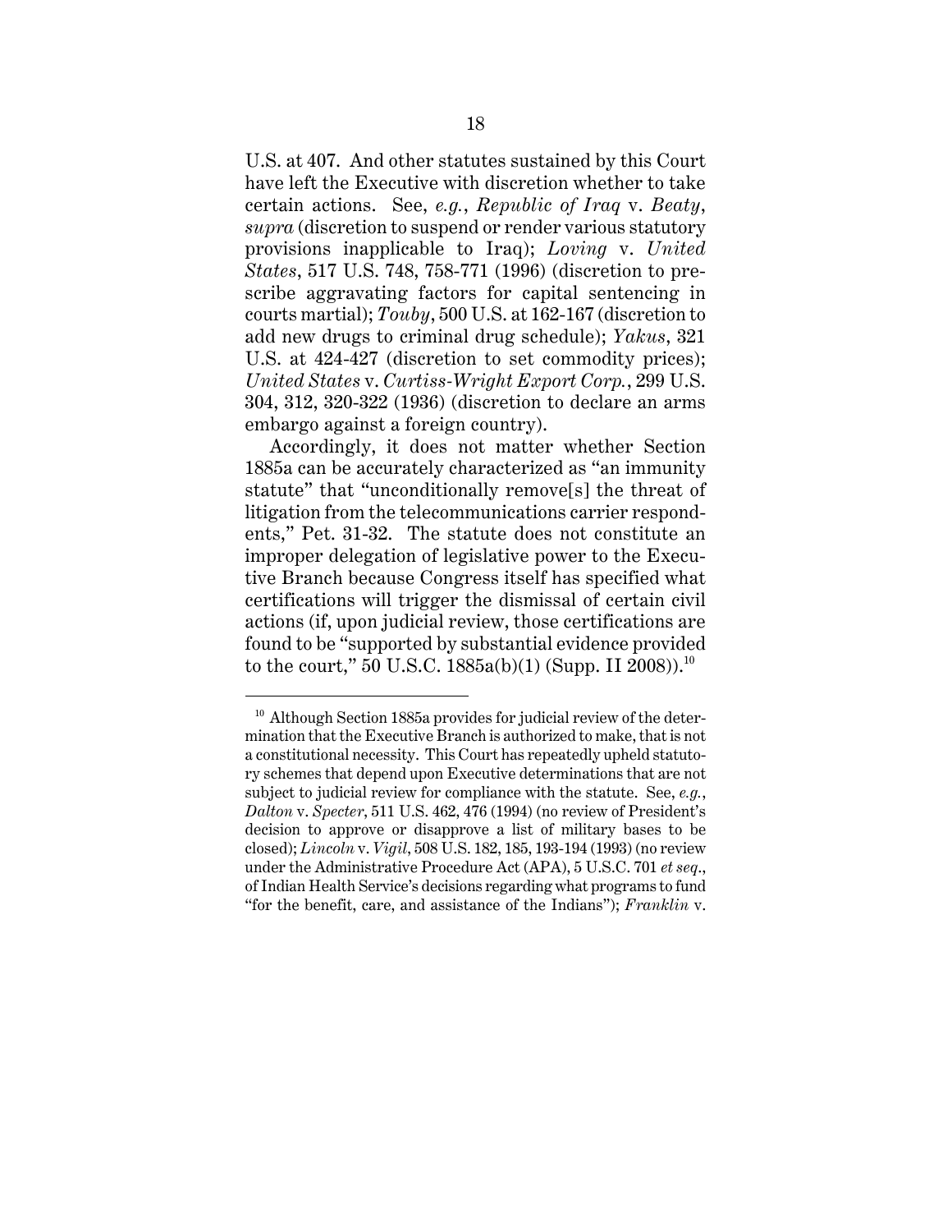U.S. at 407. And other statutes sustained by this Court have left the Executive with discretion whether to take certain actions. See, *e.g.*, *Republic of Iraq* v. *Beaty*, *supra* (discretion to suspend or render various statutory provisions inapplicable to Iraq); *Loving* v. *United States*, 517 U.S. 748, 758-771 (1996) (discretion to prescribe aggravating factors for capital sentencing in courts martial); *Touby*, 500 U.S. at 162-167 (discretion to add new drugs to criminal drug schedule); *Yakus*, 321 U.S. at 424-427 (discretion to set commodity prices); *United States* v. *Curtiss-Wright Export Corp.*, 299 U.S. 304, 312, 320-322 (1936) (discretion to declare an arms embargo against a foreign country).

Accordingly, it does not matter whether Section 1885a can be accurately characterized as "an immunity statute" that "unconditionally remove[s] the threat of litigation from the telecommunications carrier respondents," Pet. 31-32. The statute does not constitute an improper delegation of legislative power to the Executive Branch because Congress itself has specified what certifications will trigger the dismissal of certain civil actions (if, upon judicial review, those certifications are found to be "supported by substantial evidence provided to the court," 50 U.S.C. 1885a(b)(1) (Supp. II 2008)).[10]

---

[10] Although Section 1885a provides for judicial review of the determination that the Executive Branch is authorized to make, that is not a constitutional necessity. This Court has repeatedly upheld statutory schemes that depend upon Executive determinations that are not subject to judicial review for compliance with the statute. See, *e.g.*, *Dalton* v. *Specter*, 511 U.S. 462, 476 (1994) (no review of President's decision to approve or disapprove a list of military bases to be closed); *Lincoln* v. *Vigil*, 508 U.S. 182, 185, 193-194 (1993) (no review under the Administrative Procedure Act (APA), 5 U.S.C. 701 *et seq.*, of Indian Health Service's decisions regarding what programs to fund "for the benefit, care, and assistance of the Indians"); *Franklin* v.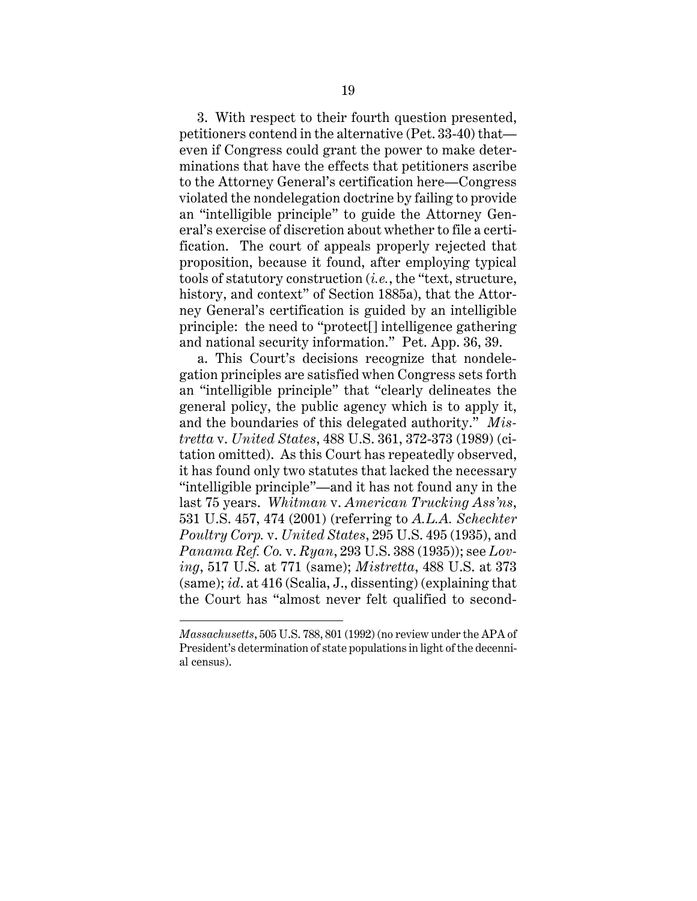3. With respect to their fourth question presented, petitioners contend in the alternative (Pet. 33-40) that—even if Congress could grant the power to make determinations that have the effects that petitioners ascribe to the Attorney General's certification here—Congress violated the nondelegation doctrine by failing to provide an "intelligible principle" to guide the Attorney General's exercise of discretion about whether to file a certification. The court of appeals properly rejected that proposition, because it found, after employing typical tools of statutory construction (*i.e.*, the "text, structure, history, and context" of Section 1885a), that the Attorney General's certification is guided by an intelligible principle: the need to "protect[] intelligence gathering and national security information." Pet. App. 36, 39.

a. This Court's decisions recognize that nondelegation principles are satisfied when Congress sets forth an "intelligible principle" that "clearly delineates the general policy, the public agency which is to apply it, and the boundaries of this delegated authority." *Mistretta* v. *United States*, 488 U.S. 361, 372-373 (1989) (citation omitted). As this Court has repeatedly observed, it has found only two statutes that lacked the necessary "intelligible principle"—and it has not found any in the last 75 years. *Whitman* v. *American Trucking Ass'ns*, 531 U.S. 457, 474 (2001) (referring to *A.L.A. Schechter Poultry Corp.* v. *United States*, 295 U.S. 495 (1935), and *Panama Ref. Co.* v. *Ryan*, 293 U.S. 388 (1935)); see *Loving*, 517 U.S. at 771 (same); *Mistretta*, 488 U.S. at 373 (same); *id*. at 416 (Scalia, J., dissenting) (explaining that the Court has "almost never felt qualified to second-

---

*Massachusetts*, 505 U.S. 788, 801 (1992) (no review under the APA of President's determination of state populations in light of the decennial census).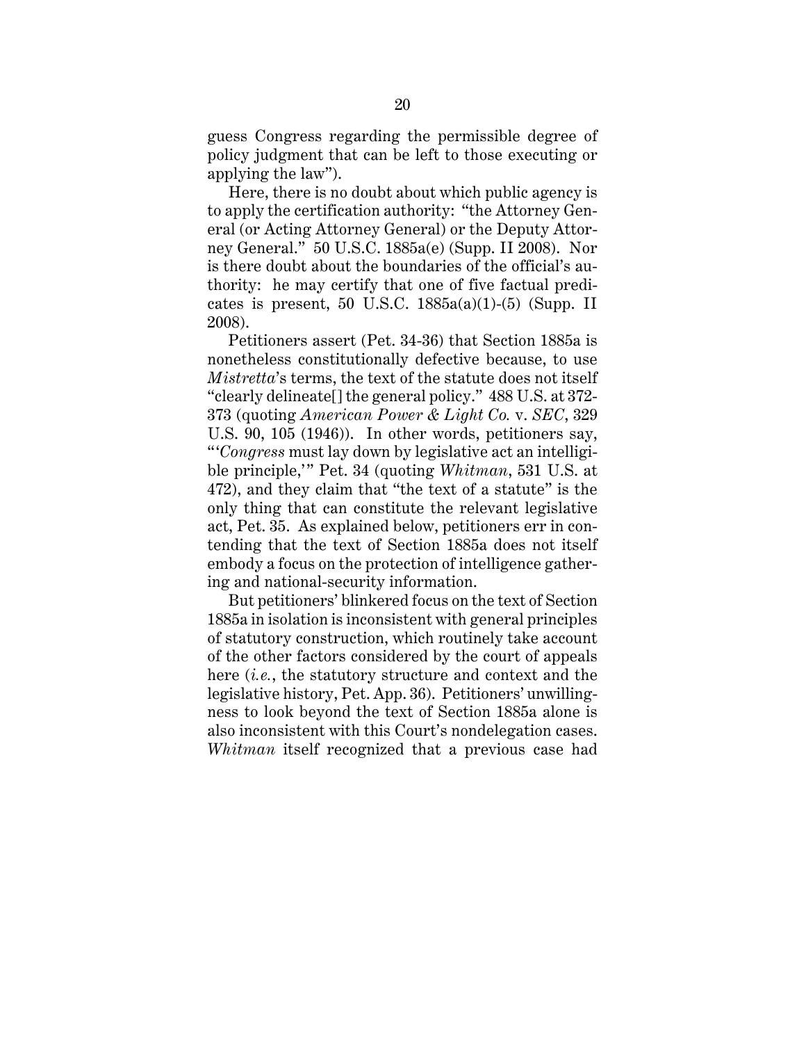guess Congress regarding the permissible degree of policy judgment that can be left to those executing or applying the law").

Here, there is no doubt about which public agency is to apply the certification authority: "the Attorney General (or Acting Attorney General) or the Deputy Attorney General." 50 U.S.C. 1885a(e) (Supp. II 2008). Nor is there doubt about the boundaries of the official's authority: he may certify that one of five factual predicates is present, 50 U.S.C. 1885a(a)(1)-(5) (Supp. II 2008).

Petitioners assert (Pet. 34-36) that Section 1885a is nonetheless constitutionally defective because, to use *Mistretta*'s terms, the text of the statute does not itself "clearly delineate[] the general policy." 488 U.S. at 372-373 (quoting *American Power & Light Co.* v. *SEC*, 329 U.S. 90, 105 (1946)). In other words, petitioners say, "'*Congress* must lay down by legislative act an intelligible principle,'" Pet. 34 (quoting *Whitman*, 531 U.S. at 472), and they claim that "the text of a statute" is the only thing that can constitute the relevant legislative act, Pet. 35. As explained below, petitioners err in contending that the text of Section 1885a does not itself embody a focus on the protection of intelligence gathering and national-security information.

But petitioners' blinkered focus on the text of Section 1885a in isolation is inconsistent with general principles of statutory construction, which routinely take account of the other factors considered by the court of appeals here (*i.e.*, the statutory structure and context and the legislative history, Pet. App. 36). Petitioners' unwillingness to look beyond the text of Section 1885a alone is also inconsistent with this Court's nondelegation cases. *Whitman* itself recognized that a previous case had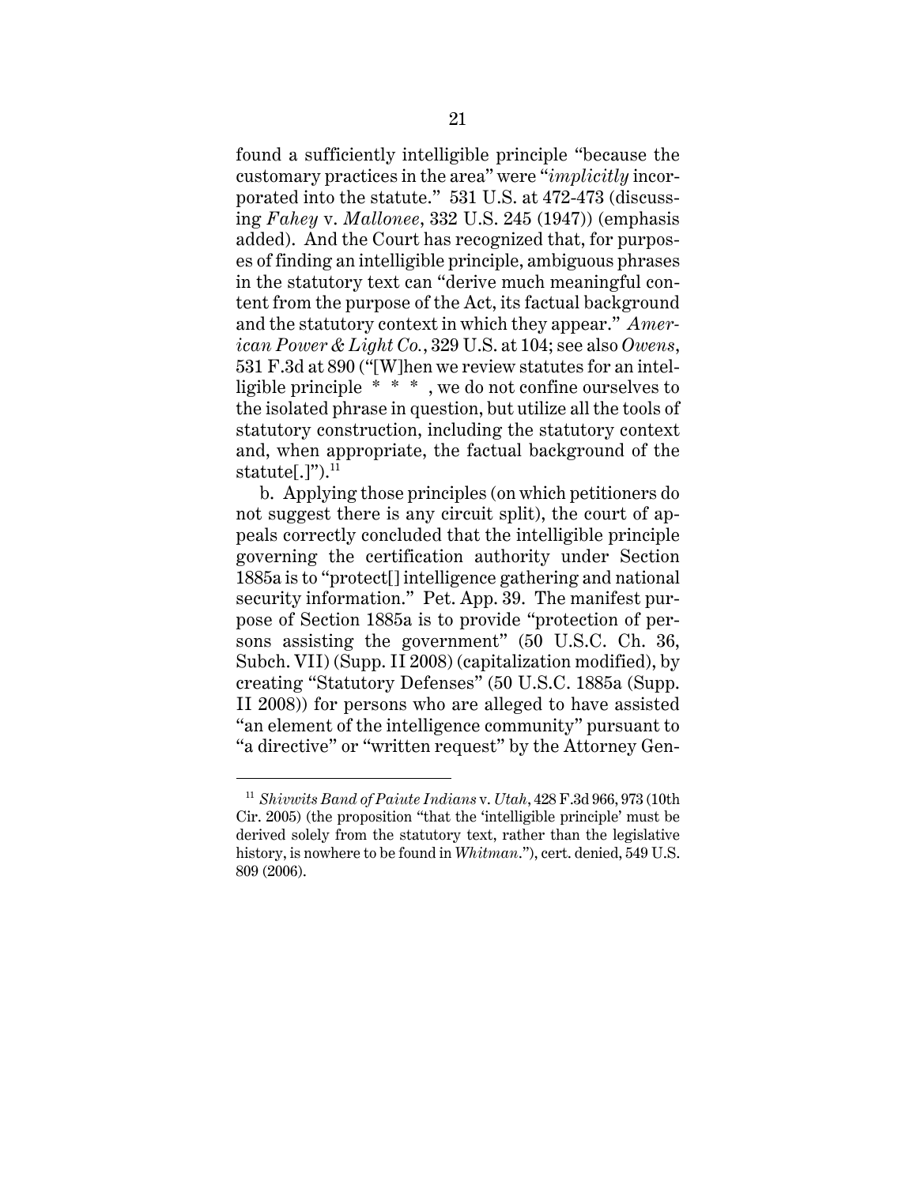found a sufficiently intelligible principle "because the customary practices in the area" were "*implicitly* incorporated into the statute." 531 U.S. at 472-473 (discussing *Fahey* v. *Mallonee*, 332 U.S. 245 (1947)) (emphasis added). And the Court has recognized that, for purposes of finding an intelligible principle, ambiguous phrases in the statutory text can "derive much meaningful content from the purpose of the Act, its factual background and the statutory context in which they appear." *American Power & Light Co.*, 329 U.S. at 104; see also *Owens*, 531 F.3d at 890 ("[W]hen we review statutes for an intelligible principle * * * , we do not confine ourselves to the isolated phrase in question, but utilize all the tools of statutory construction, including the statutory context and, when appropriate, the factual background of the statute[.]").[11]

b. Applying those principles (on which petitioners do not suggest there is any circuit split), the court of appeals correctly concluded that the intelligible principle governing the certification authority under Section 1885a is to "protect[] intelligence gathering and national security information." Pet. App. 39. The manifest purpose of Section 1885a is to provide "protection of persons assisting the government" (50 U.S.C. Ch. 36, Subch. VII) (Supp. II 2008) (capitalization modified), by creating "Statutory Defenses" (50 U.S.C. 1885a (Supp. II 2008)) for persons who are alleged to have assisted "an element of the intelligence community" pursuant to "a directive" or "written request" by the Attorney Gen-

[11] *Shivwits Band of Paiute Indians* v. *Utah*, 428 F.3d 966, 973 (10th Cir. 2005) (the proposition "that the 'intelligible principle' must be derived solely from the statutory text, rather than the legislative history, is nowhere to be found in *Whitman*."), cert. denied, 549 U.S. 809 (2006).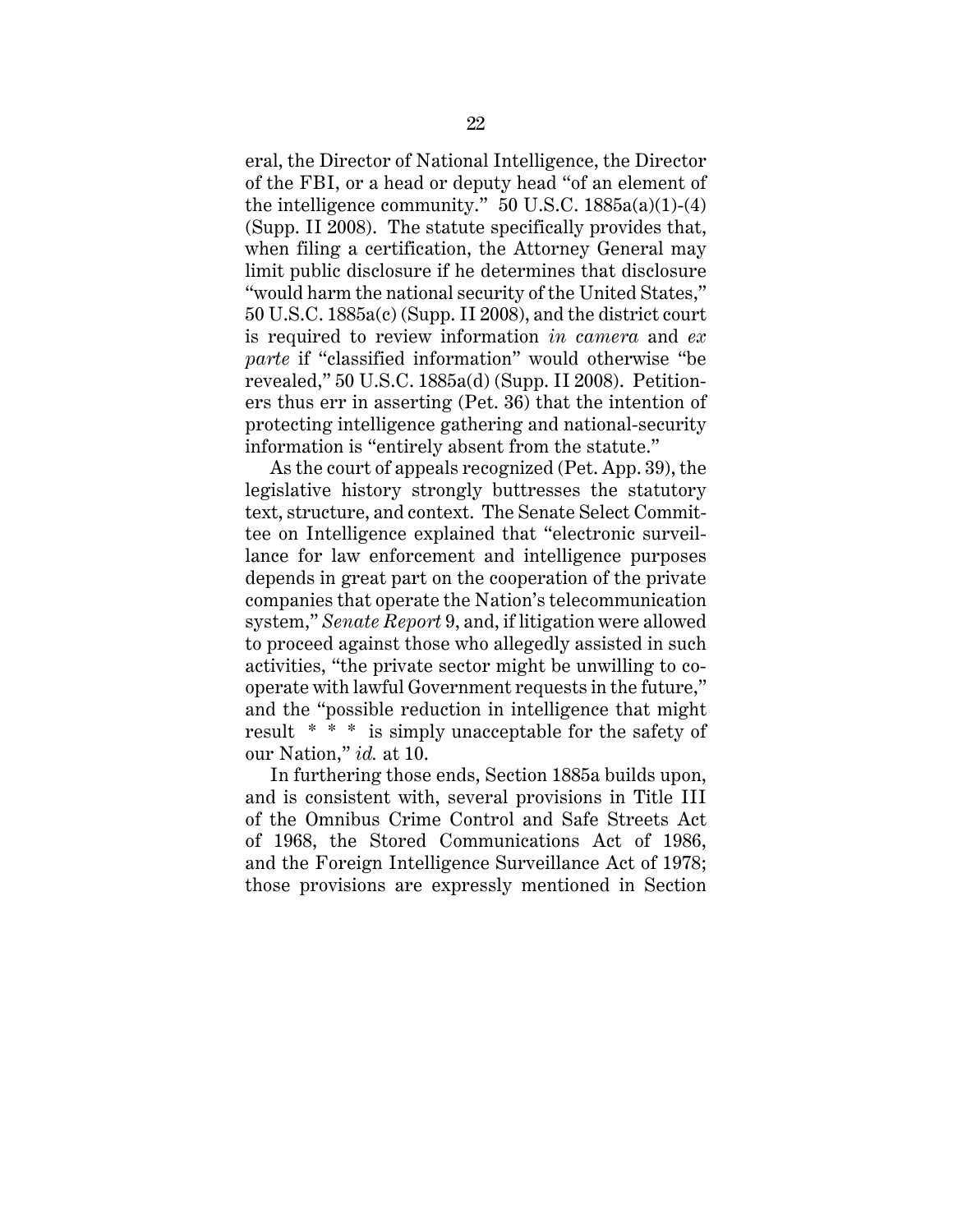eral, the Director of National Intelligence, the Director of the FBI, or a head or deputy head "of an element of the intelligence community." 50 U.S.C. 1885a(a)(1)-(4) (Supp. II 2008). The statute specifically provides that, when filing a certification, the Attorney General may limit public disclosure if he determines that disclosure "would harm the national security of the United States," 50 U.S.C. 1885a(c) (Supp. II 2008), and the district court is required to review information *in camera* and *ex parte* if "classified information" would otherwise "be revealed," 50 U.S.C. 1885a(d) (Supp. II 2008). Petitioners thus err in asserting (Pet. 36) that the intention of protecting intelligence gathering and national-security information is "entirely absent from the statute."

As the court of appeals recognized (Pet. App. 39), the legislative history strongly buttresses the statutory text, structure, and context. The Senate Select Committee on Intelligence explained that "electronic surveillance for law enforcement and intelligence purposes depends in great part on the cooperation of the private companies that operate the Nation's telecommunication system," *Senate Report* 9, and, if litigation were allowed to proceed against those who allegedly assisted in such activities, "the private sector might be unwilling to cooperate with lawful Government requests in the future," and the "possible reduction in intelligence that might result * * * is simply unacceptable for the safety of our Nation," *id.* at 10.

In furthering those ends, Section 1885a builds upon, and is consistent with, several provisions in Title III of the Omnibus Crime Control and Safe Streets Act of 1968, the Stored Communications Act of 1986, and the Foreign Intelligence Surveillance Act of 1978; those provisions are expressly mentioned in Section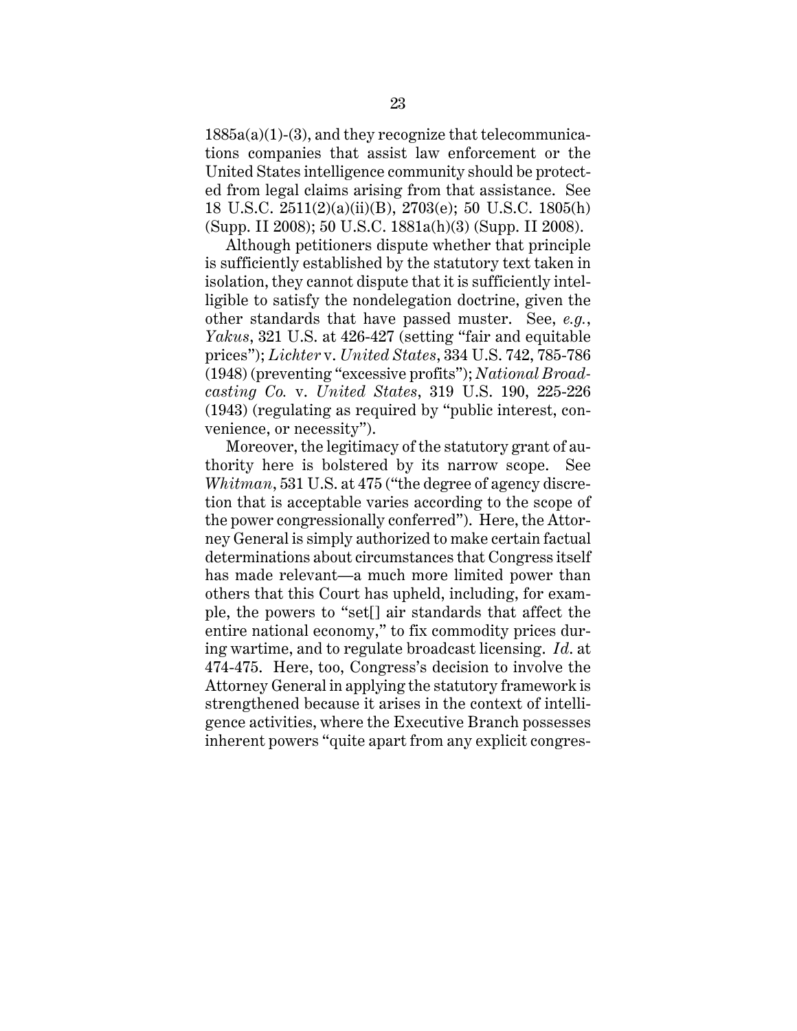1885a(a)(1)-(3), and they recognize that telecommunications companies that assist law enforcement or the United States intelligence community should be protected from legal claims arising from that assistance. See 18 U.S.C. 2511(2)(a)(ii)(B), 2703(e); 50 U.S.C. 1805(h) (Supp. II 2008); 50 U.S.C. 1881a(h)(3) (Supp. II 2008).

Although petitioners dispute whether that principle is sufficiently established by the statutory text taken in isolation, they cannot dispute that it is sufficiently intelligible to satisfy the nondelegation doctrine, given the other standards that have passed muster. See, *e.g.*, *Yakus*, 321 U.S. at 426-427 (setting "fair and equitable prices"); *Lichter* v. *United States*, 334 U.S. 742, 785-786 (1948) (preventing "excessive profits"); *National Broadcasting Co.* v. *United States*, 319 U.S. 190, 225-226 (1943) (regulating as required by "public interest, convenience, or necessity").

Moreover, the legitimacy of the statutory grant of authority here is bolstered by its narrow scope. See *Whitman*, 531 U.S. at 475 ("the degree of agency discretion that is acceptable varies according to the scope of the power congressionally conferred"). Here, the Attorney General is simply authorized to make certain factual determinations about circumstances that Congress itself has made relevant—a much more limited power than others that this Court has upheld, including, for example, the powers to "set[] air standards that affect the entire national economy," to fix commodity prices during wartime, and to regulate broadcast licensing. *Id.* at 474-475. Here, too, Congress's decision to involve the Attorney General in applying the statutory framework is strengthened because it arises in the context of intelligence activities, where the Executive Branch possesses inherent powers "quite apart from any explicit congres-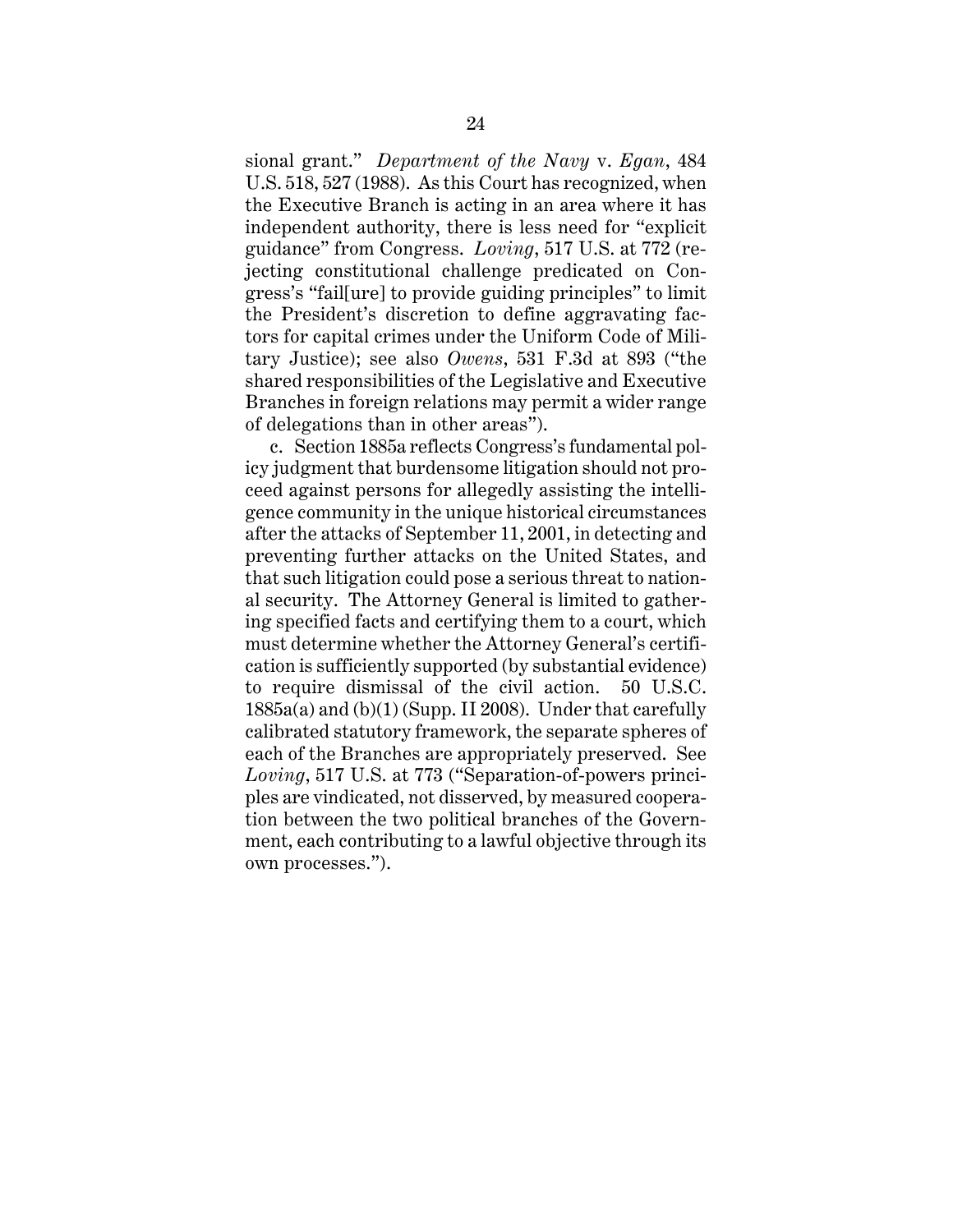sional grant." *Department of the Navy* v. *Egan*, 484 U.S. 518, 527 (1988). As this Court has recognized, when the Executive Branch is acting in an area where it has independent authority, there is less need for "explicit guidance" from Congress. *Loving*, 517 U.S. at 772 (rejecting constitutional challenge predicated on Congress's "fail[ure] to provide guiding principles" to limit the President's discretion to define aggravating factors for capital crimes under the Uniform Code of Military Justice); see also *Owens*, 531 F.3d at 893 ("the shared responsibilities of the Legislative and Executive Branches in foreign relations may permit a wider range of delegations than in other areas").

c. Section 1885a reflects Congress's fundamental policy judgment that burdensome litigation should not proceed against persons for allegedly assisting the intelligence community in the unique historical circumstances after the attacks of September 11, 2001, in detecting and preventing further attacks on the United States, and that such litigation could pose a serious threat to national security. The Attorney General is limited to gathering specified facts and certifying them to a court, which must determine whether the Attorney General's certification is sufficiently supported (by substantial evidence) to require dismissal of the civil action. 50 U.S.C. 1885a(a) and (b)(1) (Supp. II 2008). Under that carefully calibrated statutory framework, the separate spheres of each of the Branches are appropriately preserved. See *Loving*, 517 U.S. at 773 ("Separation-of-powers principles are vindicated, not disserved, by measured cooperation between the two political branches of the Government, each contributing to a lawful objective through its own processes.").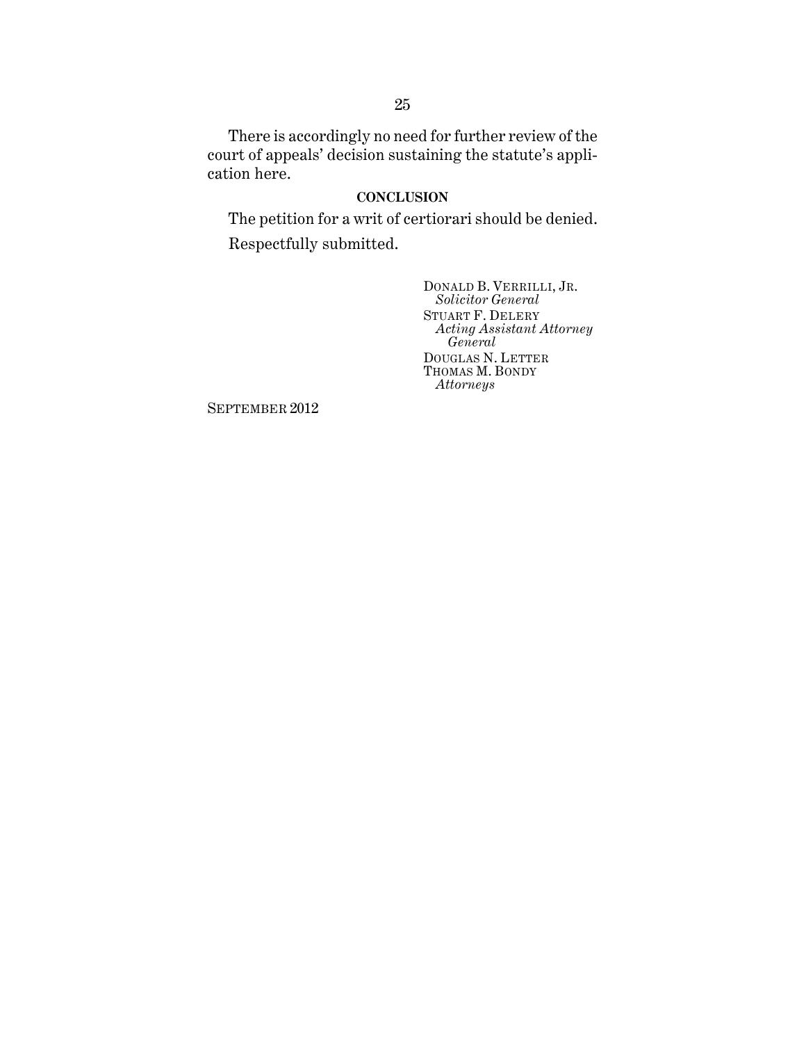There is accordingly no need for further review of the court of appeals' decision sustaining the statute's application here.

## CONCLUSION

The petition for a writ of certiorari should be denied.

Respectfully submitted.

DONALD B. VERRILLI, JR.
*Solicitor General*
STUART F. DELERY
*Acting Assistant Attorney General*
DOUGLAS N. LETTER
THOMAS M. BONDY
*Attorneys*

SEPTEMBER 2012